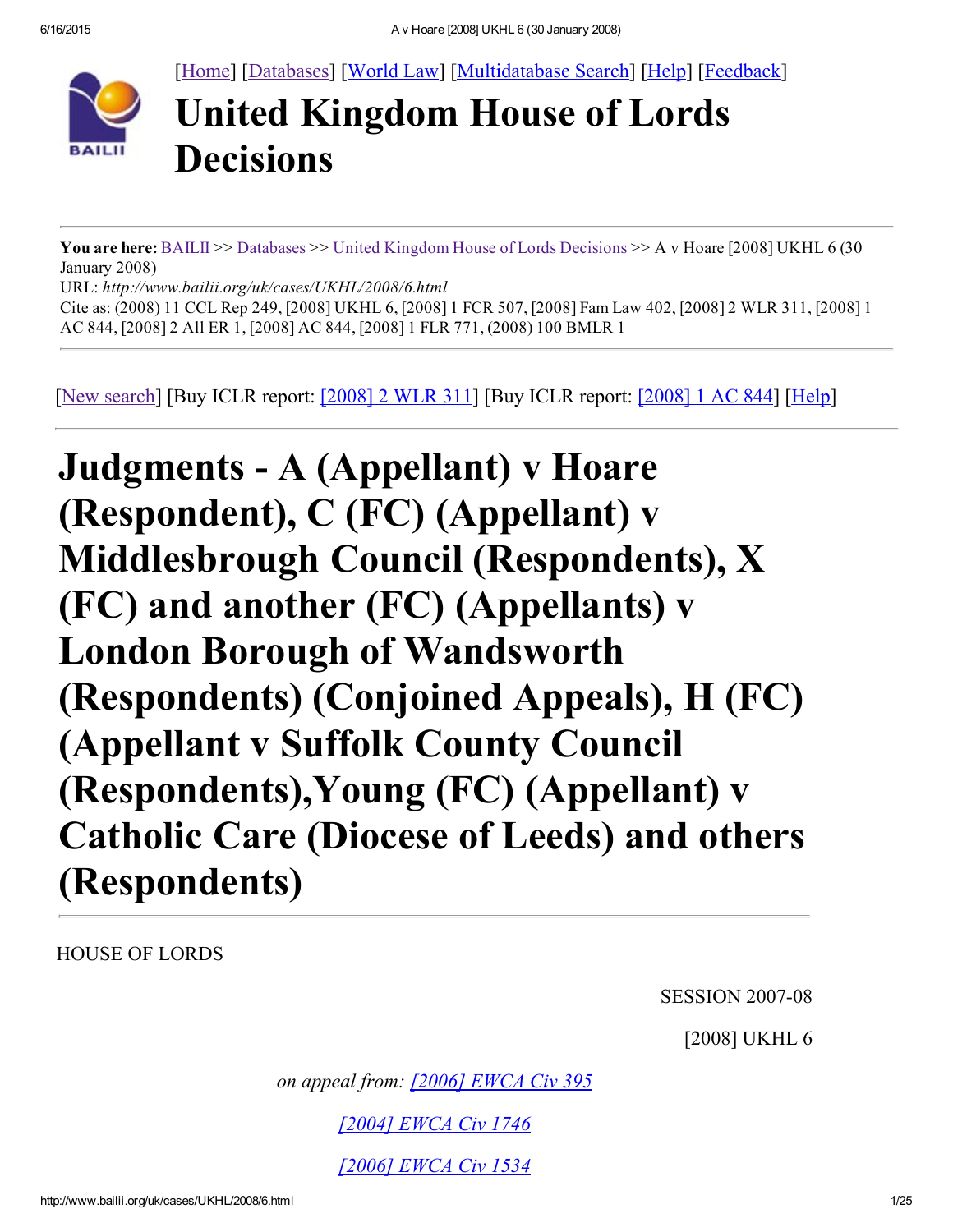[Home] [Databases] [World Law] [Multidatabase Search] [Help] [Feedback]

# United Kingdom House of Lords Decisions

**You are here:** BAILII >> Databases >> United Kingdom House of Lords Decisions >> A v Hoare [2008] UKHL 6 (30 January 2008)
URL: *http://www.bailii.org/uk/cases/UKHL/2008/6.html*
Cite as: (2008) 11 CCL Rep 249, [2008] UKHL 6, [2008] 1 FCR 507, [2008] Fam Law 402, [2008] 2 WLR 311, [2008] 1 AC 844, [2008] 2 All ER 1, [2008] AC 844, [2008] 1 FLR 771, (2008) 100 BMLR 1

[New search] [Buy ICLR report: [2008] 2 WLR 311] [Buy ICLR report: [2008] 1 AC 844] [Help]

# Judgments - A (Appellant) v Hoare (Respondent), C (FC) (Appellant) v Middlesbrough Council (Respondents), X (FC) and another (FC) (Appellants) v London Borough of Wandsworth (Respondents) (Conjoined Appeals), H (FC) (Appellant v Suffolk County Council (Respondents),Young (FC) (Appellant) v Catholic Care (Diocese of Leeds) and others (Respondents)

HOUSE OF LORDS

SESSION 2007-08

[2008] UKHL 6

*on appeal from: [2006] EWCA Civ 395*

*[2004] EWCA Civ 1746*

*[2006] EWCA Civ 1534*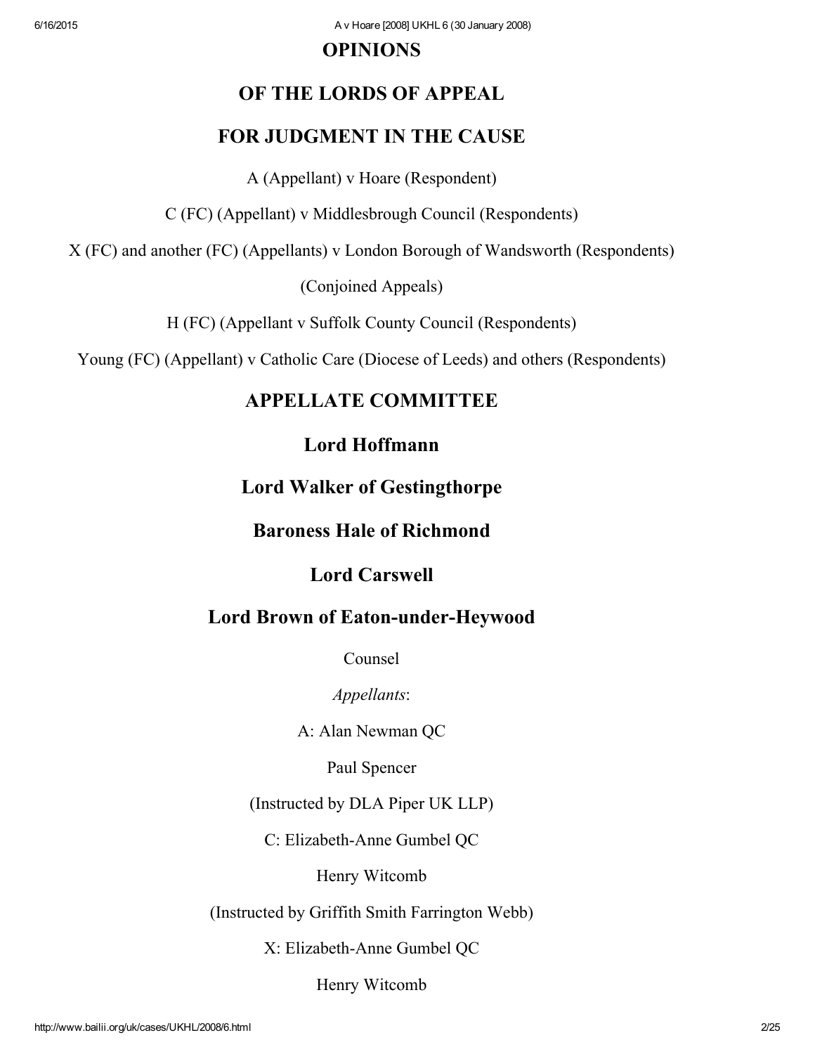# OPINIONS

# OF THE LORDS OF APPEAL

# FOR JUDGMENT IN THE CAUSE

A (Appellant) v Hoare (Respondent)

C (FC) (Appellant) v Middlesbrough Council (Respondents)

X (FC) and another (FC) (Appellants) v London Borough of Wandsworth (Respondents)

(Conjoined Appeals)

H (FC) (Appellant v Suffolk County Council (Respondents)

Young (FC) (Appellant) v Catholic Care (Diocese of Leeds) and others (Respondents)

## APPELLATE COMMITTEE

## Lord Hoffmann

## Lord Walker of Gestingthorpe

## Baroness Hale of Richmond

## Lord Carswell

## Lord Brown of Eaton-under-Heywood

Counsel

*Appellants*:

A: Alan Newman QC

Paul Spencer

(Instructed by DLA Piper UK LLP)

C: Elizabeth-Anne Gumbel QC

Henry Witcomb

(Instructed by Griffith Smith Farrington Webb)

X: Elizabeth-Anne Gumbel QC

Henry Witcomb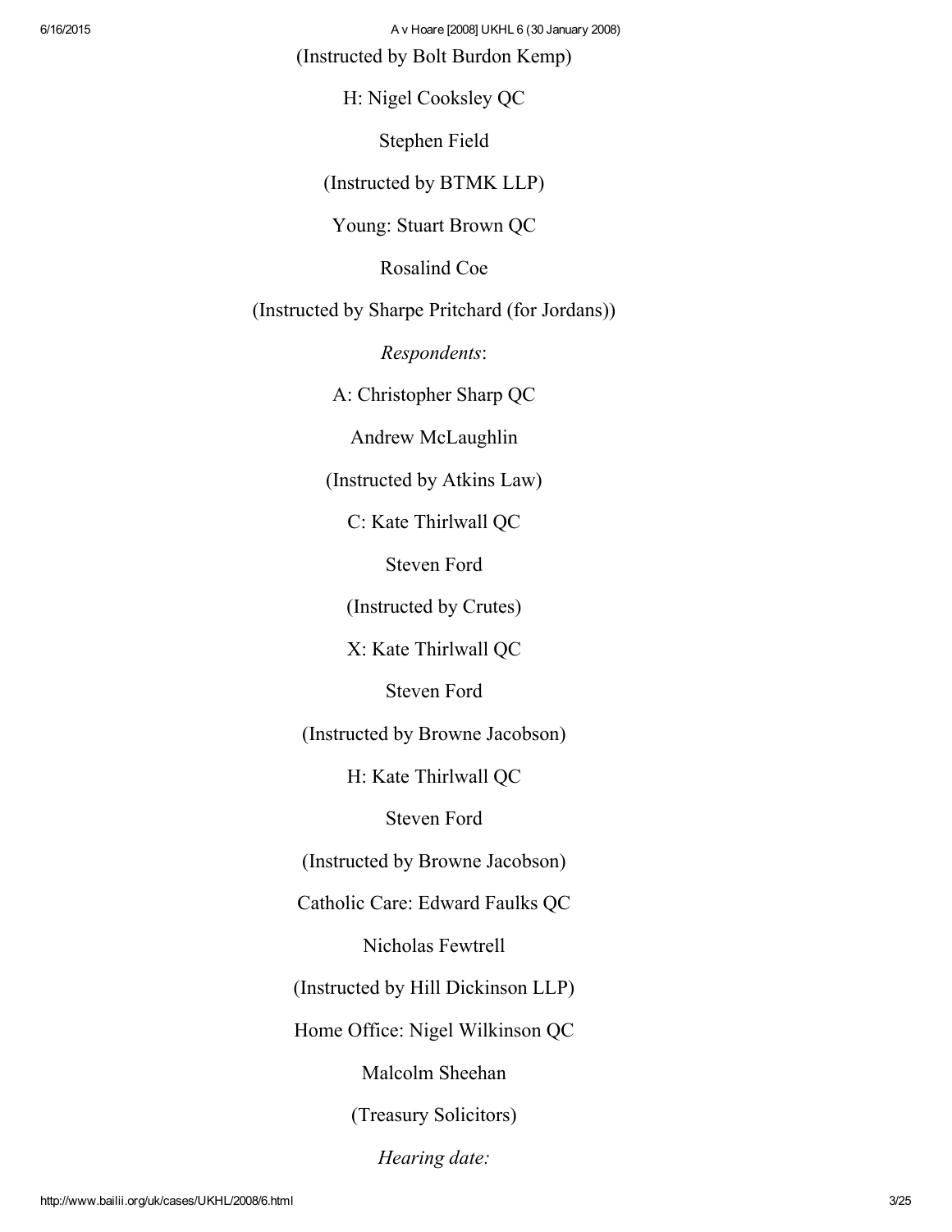(Instructed by Bolt Burdon Kemp)

H: Nigel Cooksley QC

Stephen Field

(Instructed by BTMK LLP)

Young: Stuart Brown QC

Rosalind Coe

(Instructed by Sharpe Pritchard (for Jordans))

*Respondents*:

A: Christopher Sharp QC

Andrew McLaughlin

(Instructed by Atkins Law)

C: Kate Thirlwall QC

Steven Ford

(Instructed by Crutes)

X: Kate Thirlwall QC

Steven Ford

(Instructed by Browne Jacobson)

H: Kate Thirlwall QC

Steven Ford

(Instructed by Browne Jacobson)

Catholic Care: Edward Faulks QC

Nicholas Fewtrell

(Instructed by Hill Dickinson LLP)

Home Office: Nigel Wilkinson QC

Malcolm Sheehan

(Treasury Solicitors)

*Hearing date:*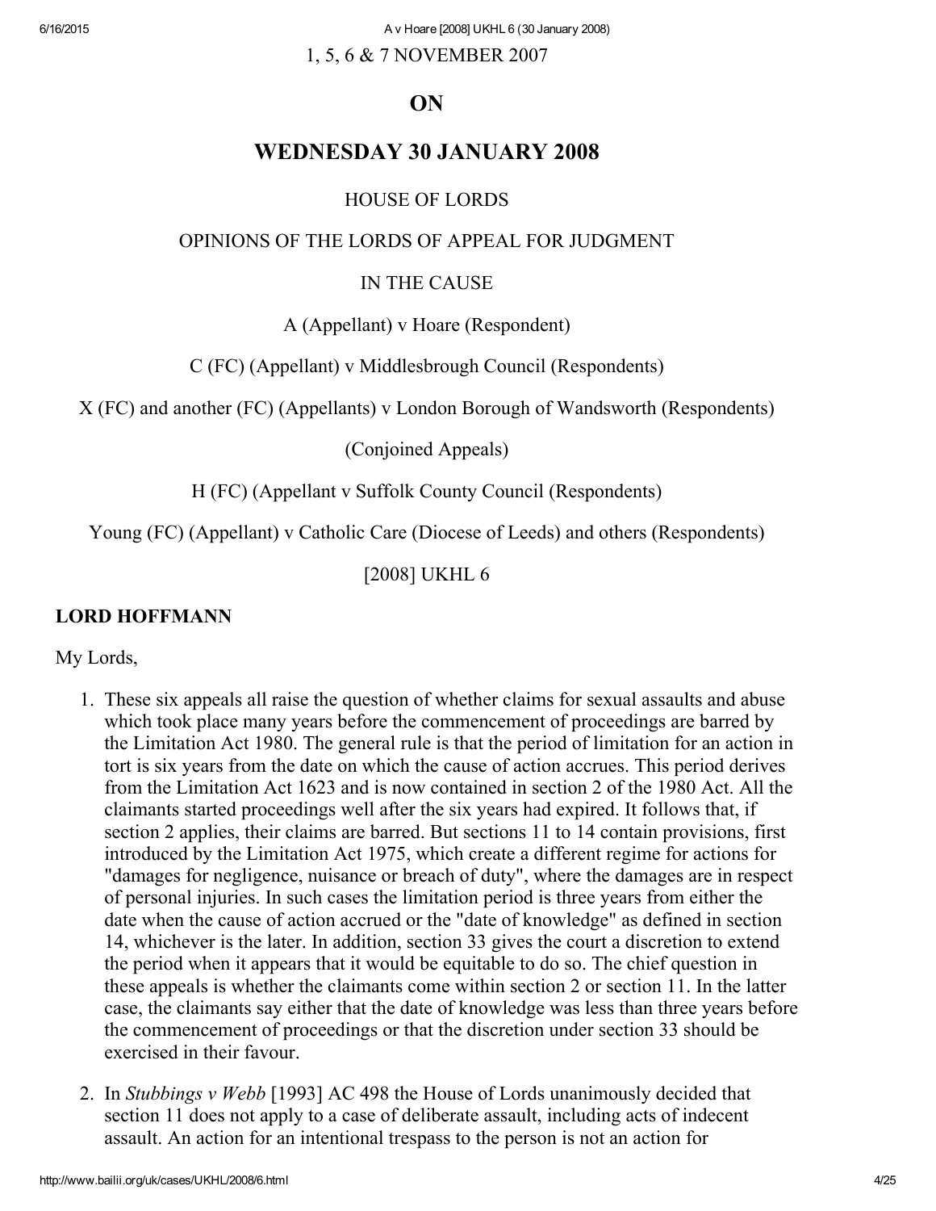1, 5, 6 & 7 NOVEMBER 2007

## ON

## WEDNESDAY 30 JANUARY 2008

HOUSE OF LORDS

OPINIONS OF THE LORDS OF APPEAL FOR JUDGMENT

IN THE CAUSE

A (Appellant) v Hoare (Respondent)

C (FC) (Appellant) v Middlesbrough Council (Respondents)

X (FC) and another (FC) (Appellants) v London Borough of Wandsworth (Respondents)

(Conjoined Appeals)

H (FC) (Appellant v Suffolk County Council (Respondents)

Young (FC) (Appellant) v Catholic Care (Diocese of Leeds) and others (Respondents)

[2008] UKHL 6

### LORD HOFFMANN

My Lords,

1. These six appeals all raise the question of whether claims for sexual assaults and abuse which took place many years before the commencement of proceedings are barred by the Limitation Act 1980. The general rule is that the period of limitation for an action in tort is six years from the date on which the cause of action accrues. This period derives from the Limitation Act 1623 and is now contained in section 2 of the 1980 Act. All the claimants started proceedings well after the six years had expired. It follows that, if section 2 applies, their claims are barred. But sections 11 to 14 contain provisions, first introduced by the Limitation Act 1975, which create a different regime for actions for "damages for negligence, nuisance or breach of duty", where the damages are in respect of personal injuries. In such cases the limitation period is three years from either the date when the cause of action accrued or the "date of knowledge" as defined in section 14, whichever is the later. In addition, section 33 gives the court a discretion to extend the period when it appears that it would be equitable to do so. The chief question in these appeals is whether the claimants come within section 2 or section 11. In the latter case, the claimants say either that the date of knowledge was less than three years before the commencement of proceedings or that the discretion under section 33 should be exercised in their favour.

2. In *Stubbings v Webb* [1993] AC 498 the House of Lords unanimously decided that section 11 does not apply to a case of deliberate assault, including acts of indecent assault. An action for an intentional trespass to the person is not an action for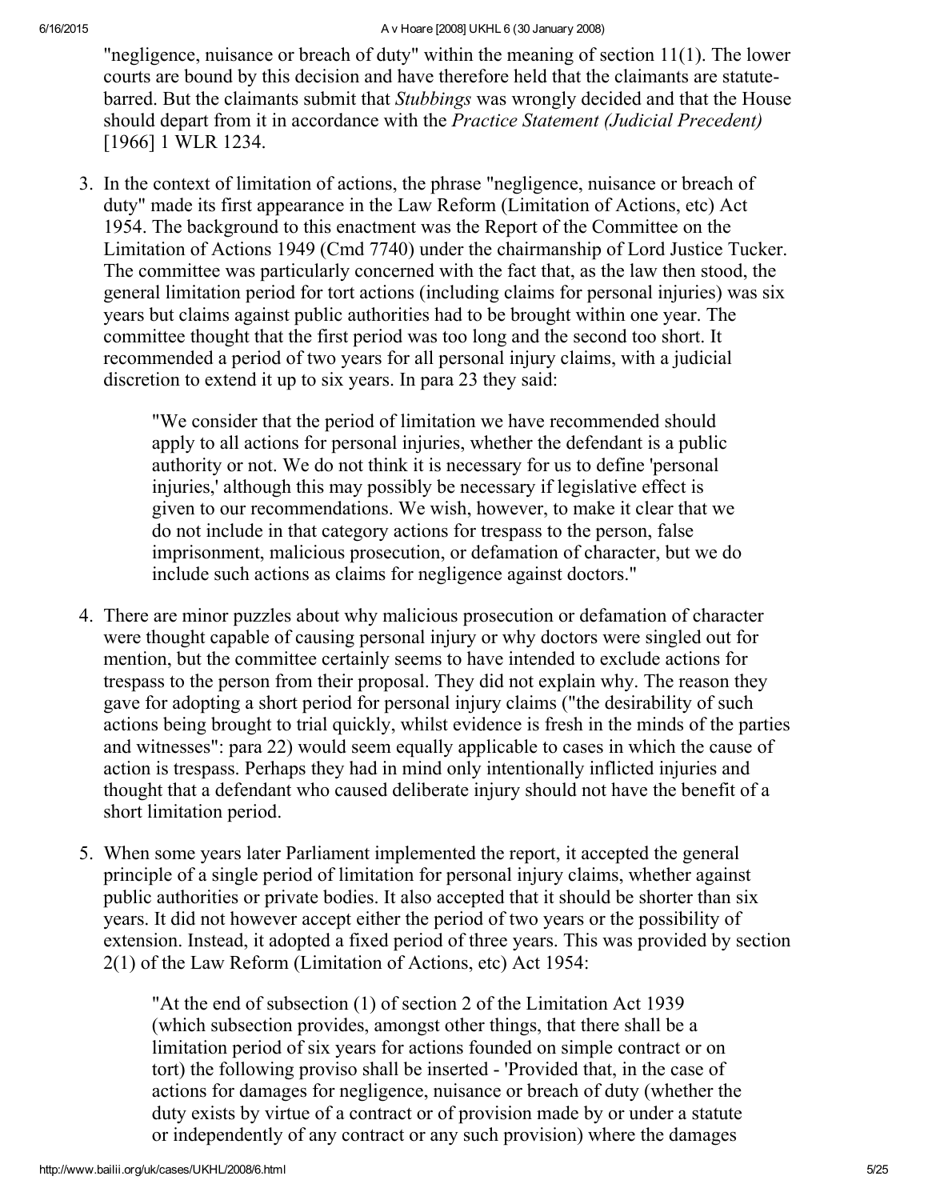"negligence, nuisance or breach of duty" within the meaning of section 11(1). The lower courts are bound by this decision and have therefore held that the claimants are statute-barred. But the claimants submit that *Stubbings* was wrongly decided and that the House should depart from it in accordance with the *Practice Statement (Judicial Precedent)* [1966] 1 WLR 1234.

3. In the context of limitation of actions, the phrase "negligence, nuisance or breach of duty" made its first appearance in the Law Reform (Limitation of Actions, etc) Act 1954. The background to this enactment was the Report of the Committee on the Limitation of Actions 1949 (Cmd 7740) under the chairmanship of Lord Justice Tucker. The committee was particularly concerned with the fact that, as the law then stood, the general limitation period for tort actions (including claims for personal injuries) was six years but claims against public authorities had to be brought within one year. The committee thought that the first period was too long and the second too short. It recommended a period of two years for all personal injury claims, with a judicial discretion to extend it up to six years. In para 23 they said:

> "We consider that the period of limitation we have recommended should apply to all actions for personal injuries, whether the defendant is a public authority or not. We do not think it is necessary for us to define 'personal injuries,' although this may possibly be necessary if legislative effect is given to our recommendations. We wish, however, to make it clear that we do not include in that category actions for trespass to the person, false imprisonment, malicious prosecution, or defamation of character, but we do include such actions as claims for negligence against doctors."

4. There are minor puzzles about why malicious prosecution or defamation of character were thought capable of causing personal injury or why doctors were singled out for mention, but the committee certainly seems to have intended to exclude actions for trespass to the person from their proposal. They did not explain why. The reason they gave for adopting a short period for personal injury claims ("the desirability of such actions being brought to trial quickly, whilst evidence is fresh in the minds of the parties and witnesses": para 22) would seem equally applicable to cases in which the cause of action is trespass. Perhaps they had in mind only intentionally inflicted injuries and thought that a defendant who caused deliberate injury should not have the benefit of a short limitation period.

5. When some years later Parliament implemented the report, it accepted the general principle of a single period of limitation for personal injury claims, whether against public authorities or private bodies. It also accepted that it should be shorter than six years. It did not however accept either the period of two years or the possibility of extension. Instead, it adopted a fixed period of three years. This was provided by section 2(1) of the Law Reform (Limitation of Actions, etc) Act 1954:

> "At the end of subsection (1) of section 2 of the Limitation Act 1939 (which subsection provides, amongst other things, that there shall be a limitation period of six years for actions founded on simple contract or on tort) the following proviso shall be inserted - 'Provided that, in the case of actions for damages for negligence, nuisance or breach of duty (whether the duty exists by virtue of a contract or of provision made by or under a statute or independently of any contract or any such provision) where the damages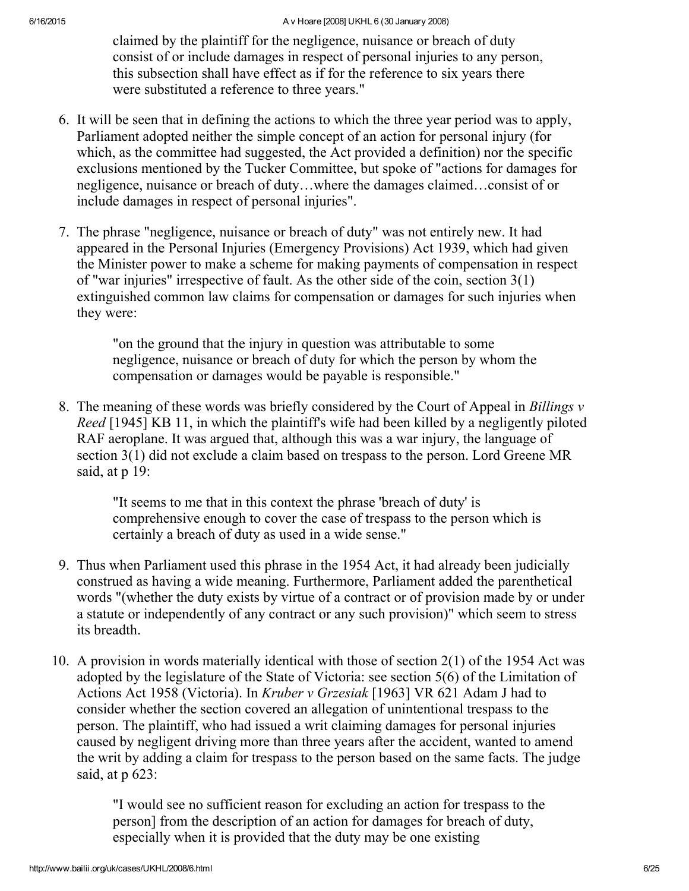> claimed by the plaintiff for the negligence, nuisance or breach of duty consist of or include damages in respect of personal injuries to any person, this subsection shall have effect as if for the reference to six years there were substituted a reference to three years."

6. It will be seen that in defining the actions to which the three year period was to apply, Parliament adopted neither the simple concept of an action for personal injury (for which, as the committee had suggested, the Act provided a definition) nor the specific exclusions mentioned by the Tucker Committee, but spoke of "actions for damages for negligence, nuisance or breach of duty…where the damages claimed…consist of or include damages in respect of personal injuries".

7. The phrase "negligence, nuisance or breach of duty" was not entirely new. It had appeared in the Personal Injuries (Emergency Provisions) Act 1939, which had given the Minister power to make a scheme for making payments of compensation in respect of "war injuries" irrespective of fault. As the other side of the coin, section 3(1) extinguished common law claims for compensation or damages for such injuries when they were:

   > "on the ground that the injury in question was attributable to some negligence, nuisance or breach of duty for which the person by whom the compensation or damages would be payable is responsible."

8. The meaning of these words was briefly considered by the Court of Appeal in *Billings v Reed* [1945] KB 11, in which the plaintiff's wife had been killed by a negligently piloted RAF aeroplane. It was argued that, although this was a war injury, the language of section 3(1) did not exclude a claim based on trespass to the person. Lord Greene MR said, at p 19:

   > "It seems to me that in this context the phrase 'breach of duty' is comprehensive enough to cover the case of trespass to the person which is certainly a breach of duty as used in a wide sense."

9. Thus when Parliament used this phrase in the 1954 Act, it had already been judicially construed as having a wide meaning. Furthermore, Parliament added the parenthetical words "(whether the duty exists by virtue of a contract or of provision made by or under a statute or independently of any contract or any such provision)" which seem to stress its breadth.

10. A provision in words materially identical with those of section 2(1) of the 1954 Act was adopted by the legislature of the State of Victoria: see section 5(6) of the Limitation of Actions Act 1958 (Victoria). In *Kruber v Grzesiak* [1963] VR 621 Adam J had to consider whether the section covered an allegation of unintentional trespass to the person. The plaintiff, who had issued a writ claiming damages for personal injuries caused by negligent driving more than three years after the accident, wanted to amend the writ by adding a claim for trespass to the person based on the same facts. The judge said, at p 623:

    > "I would see no sufficient reason for excluding an action for trespass to the person] from the description of an action for damages for breach of duty, especially when it is provided that the duty may be one existing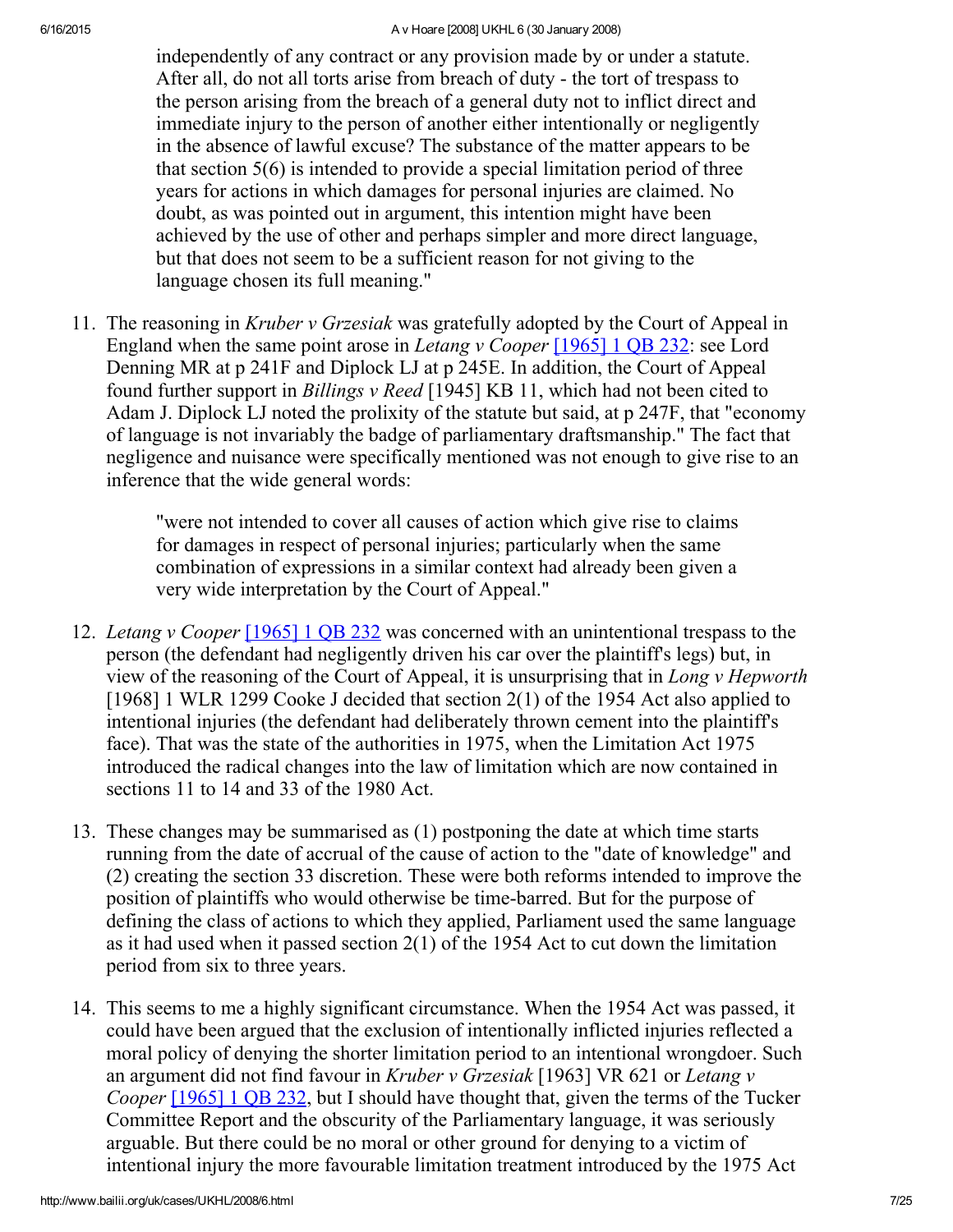> independently of any contract or any provision made by or under a statute. After all, do not all torts arise from breach of duty - the tort of trespass to the person arising from the breach of a general duty not to inflict direct and immediate injury to the person of another either intentionally or negligently in the absence of lawful excuse? The substance of the matter appears to be that section 5(6) is intended to provide a special limitation period of three years for actions in which damages for personal injuries are claimed. No doubt, as was pointed out in argument, this intention might have been achieved by the use of other and perhaps simpler and more direct language, but that does not seem to be a sufficient reason for not giving to the language chosen its full meaning."

11. The reasoning in *Kruber v Grzesiak* was gratefully adopted by the Court of Appeal in England when the same point arose in *Letang v Cooper* [1965] 1 QB 232: see Lord Denning MR at p 241F and Diplock LJ at p 245E. In addition, the Court of Appeal found further support in *Billings v Reed* [1945] KB 11, which had not been cited to Adam J. Diplock LJ noted the prolixity of the statute but said, at p 247F, that "economy of language is not invariably the badge of parliamentary draftsmanship." The fact that negligence and nuisance were specifically mentioned was not enough to give rise to an inference that the wide general words:

    > "were not intended to cover all causes of action which give rise to claims for damages in respect of personal injuries; particularly when the same combination of expressions in a similar context had already been given a very wide interpretation by the Court of Appeal."

12. *Letang v Cooper* [1965] 1 QB 232 was concerned with an unintentional trespass to the person (the defendant had negligently driven his car over the plaintiff's legs) but, in view of the reasoning of the Court of Appeal, it is unsurprising that in *Long v Hepworth* [1968] 1 WLR 1299 Cooke J decided that section 2(1) of the 1954 Act also applied to intentional injuries (the defendant had deliberately thrown cement into the plaintiff's face). That was the state of the authorities in 1975, when the Limitation Act 1975 introduced the radical changes into the law of limitation which are now contained in sections 11 to 14 and 33 of the 1980 Act.

13. These changes may be summarised as (1) postponing the date at which time starts running from the date of accrual of the cause of action to the "date of knowledge" and (2) creating the section 33 discretion. These were both reforms intended to improve the position of plaintiffs who would otherwise be time-barred. But for the purpose of defining the class of actions to which they applied, Parliament used the same language as it had used when it passed section 2(1) of the 1954 Act to cut down the limitation period from six to three years.

14. This seems to me a highly significant circumstance. When the 1954 Act was passed, it could have been argued that the exclusion of intentionally inflicted injuries reflected a moral policy of denying the shorter limitation period to an intentional wrongdoer. Such an argument did not find favour in *Kruber v Grzesiak* [1963] VR 621 or *Letang v Cooper* [1965] 1 QB 232, but I should have thought that, given the terms of the Tucker Committee Report and the obscurity of the Parliamentary language, it was seriously arguable. But there could be no moral or other ground for denying to a victim of intentional injury the more favourable limitation treatment introduced by the 1975 Act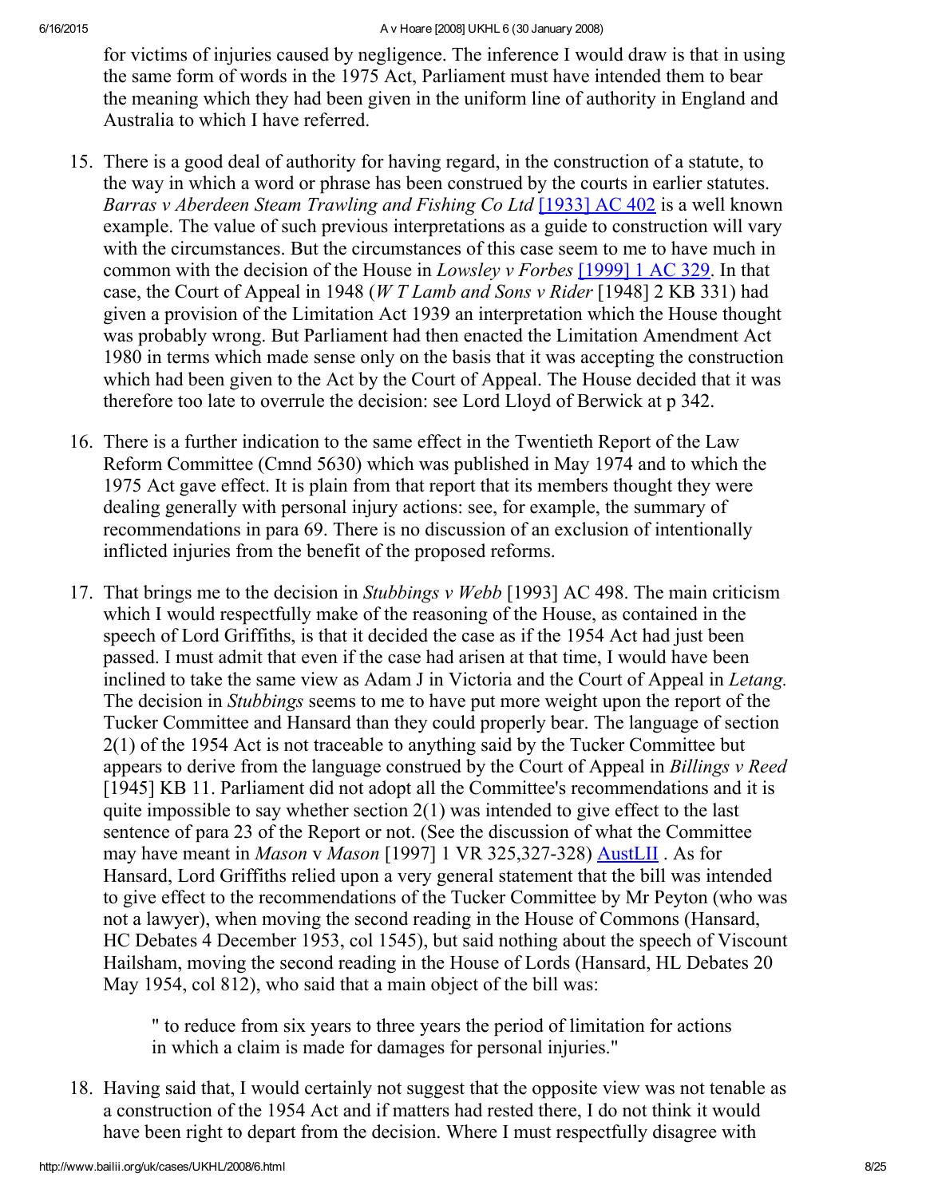for victims of injuries caused by negligence. The inference I would draw is that in using the same form of words in the 1975 Act, Parliament must have intended them to bear the meaning which they had been given in the uniform line of authority in England and Australia to which I have referred.

15. There is a good deal of authority for having regard, in the construction of a statute, to the way in which a word or phrase has been construed by the courts in earlier statutes. *Barras v Aberdeen Steam Trawling and Fishing Co Ltd* [1933] AC 402 is a well known example. The value of such previous interpretations as a guide to construction will vary with the circumstances. But the circumstances of this case seem to me to have much in common with the decision of the House in *Lowsley v Forbes* [1999] 1 AC 329. In that case, the Court of Appeal in 1948 (*W T Lamb and Sons v Rider* [1948] 2 KB 331) had given a provision of the Limitation Act 1939 an interpretation which the House thought was probably wrong. But Parliament had then enacted the Limitation Amendment Act 1980 in terms which made sense only on the basis that it was accepting the construction which had been given to the Act by the Court of Appeal. The House decided that it was therefore too late to overrule the decision: see Lord Lloyd of Berwick at p 342.

16. There is a further indication to the same effect in the Twentieth Report of the Law Reform Committee (Cmnd 5630) which was published in May 1974 and to which the 1975 Act gave effect. It is plain from that report that its members thought they were dealing generally with personal injury actions: see, for example, the summary of recommendations in para 69. There is no discussion of an exclusion of intentionally inflicted injuries from the benefit of the proposed reforms.

17. That brings me to the decision in *Stubbings v Webb* [1993] AC 498. The main criticism which I would respectfully make of the reasoning of the House, as contained in the speech of Lord Griffiths, is that it decided the case as if the 1954 Act had just been passed. I must admit that even if the case had arisen at that time, I would have been inclined to take the same view as Adam J in Victoria and the Court of Appeal in *Letang.* The decision in *Stubbings* seems to me to have put more weight upon the report of the Tucker Committee and Hansard than they could properly bear. The language of section 2(1) of the 1954 Act is not traceable to anything said by the Tucker Committee but appears to derive from the language construed by the Court of Appeal in *Billings v Reed* [1945] KB 11. Parliament did not adopt all the Committee's recommendations and it is quite impossible to say whether section 2(1) was intended to give effect to the last sentence of para 23 of the Report or not. (See the discussion of what the Committee may have meant in *Mason* v *Mason* [1997] 1 VR 325,327-328) AustLII . As for Hansard, Lord Griffiths relied upon a very general statement that the bill was intended to give effect to the recommendations of the Tucker Committee by Mr Peyton (who was not a lawyer), when moving the second reading in the House of Commons (Hansard, HC Debates 4 December 1953, col 1545), but said nothing about the speech of Viscount Hailsham, moving the second reading in the House of Lords (Hansard, HL Debates 20 May 1954, col 812), who said that a main object of the bill was:

> " to reduce from six years to three years the period of limitation for actions in which a claim is made for damages for personal injuries."

18. Having said that, I would certainly not suggest that the opposite view was not tenable as a construction of the 1954 Act and if matters had rested there, I do not think it would have been right to depart from the decision. Where I must respectfully disagree with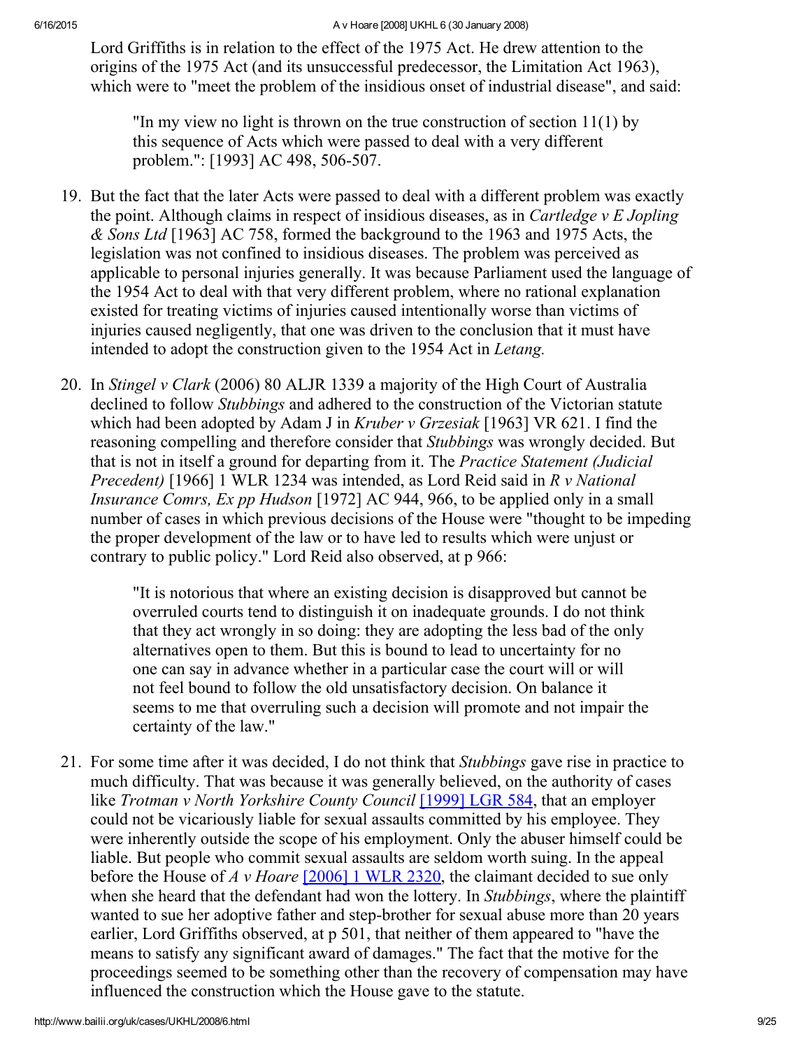Lord Griffiths is in relation to the effect of the 1975 Act. He drew attention to the origins of the 1975 Act (and its unsuccessful predecessor, the Limitation Act 1963), which were to "meet the problem of the insidious onset of industrial disease", and said:

> "In my view no light is thrown on the true construction of section 11(1) by this sequence of Acts which were passed to deal with a very different problem.": [1993] AC 498, 506-507.

19. But the fact that the later Acts were passed to deal with a different problem was exactly the point. Although claims in respect of insidious diseases, as in *Cartledge v E Jopling & Sons Ltd* [1963] AC 758, formed the background to the 1963 and 1975 Acts, the legislation was not confined to insidious diseases. The problem was perceived as applicable to personal injuries generally. It was because Parliament used the language of the 1954 Act to deal with that very different problem, where no rational explanation existed for treating victims of injuries caused intentionally worse than victims of injuries caused negligently, that one was driven to the conclusion that it must have intended to adopt the construction given to the 1954 Act in *Letang.*

20. In *Stingel v Clark* (2006) 80 ALJR 1339 a majority of the High Court of Australia declined to follow *Stubbings* and adhered to the construction of the Victorian statute which had been adopted by Adam J in *Kruber v Grzesiak* [1963] VR 621. I find the reasoning compelling and therefore consider that *Stubbings* was wrongly decided. But that is not in itself a ground for departing from it. The *Practice Statement (Judicial Precedent)* [1966] 1 WLR 1234 was intended, as Lord Reid said in *R v National Insurance Comrs, Ex pp Hudson* [1972] AC 944, 966, to be applied only in a small number of cases in which previous decisions of the House were "thought to be impeding the proper development of the law or to have led to results which were unjust or contrary to public policy." Lord Reid also observed, at p 966:

> "It is notorious that where an existing decision is disapproved but cannot be overruled courts tend to distinguish it on inadequate grounds. I do not think that they act wrongly in so doing: they are adopting the less bad of the only alternatives open to them. But this is bound to lead to uncertainty for no one can say in advance whether in a particular case the court will or will not feel bound to follow the old unsatisfactory decision. On balance it seems to me that overruling such a decision will promote and not impair the certainty of the law."

21. For some time after it was decided, I do not think that *Stubbings* gave rise in practice to much difficulty. That was because it was generally believed, on the authority of cases like *Trotman v North Yorkshire County Council* [1999] LGR 584, that an employer could not be vicariously liable for sexual assaults committed by his employee. They were inherently outside the scope of his employment. Only the abuser himself could be liable. But people who commit sexual assaults are seldom worth suing. In the appeal before the House of *A v Hoare* [2006] 1 WLR 2320, the claimant decided to sue only when she heard that the defendant had won the lottery. In *Stubbings*, where the plaintiff wanted to sue her adoptive father and step-brother for sexual abuse more than 20 years earlier, Lord Griffiths observed, at p 501, that neither of them appeared to "have the means to satisfy any significant award of damages." The fact that the motive for the proceedings seemed to be something other than the recovery of compensation may have influenced the construction which the House gave to the statute.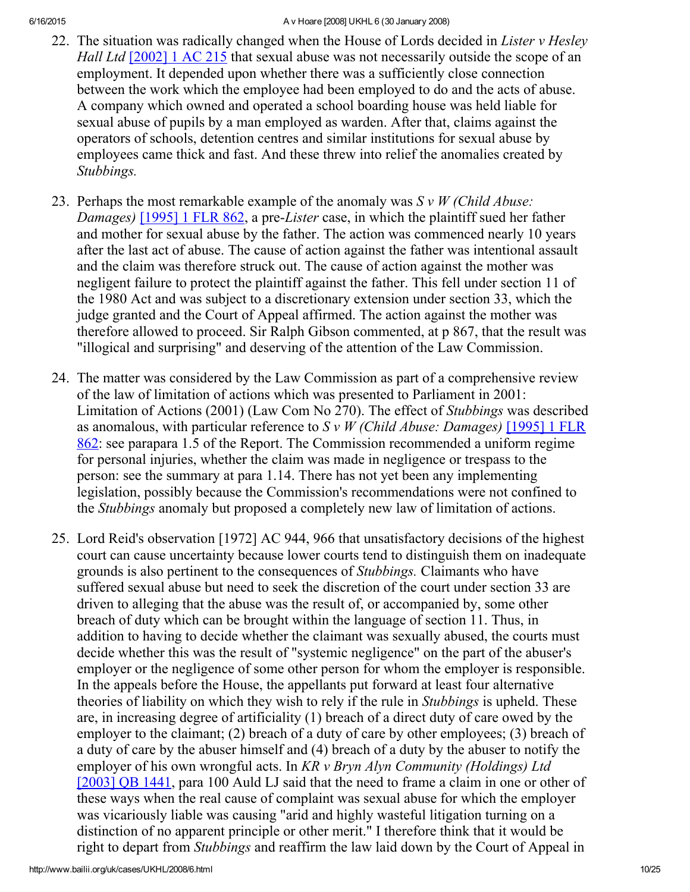22. The situation was radically changed when the House of Lords decided in *Lister v Hesley Hall Ltd* [2002] 1 AC 215 that sexual abuse was not necessarily outside the scope of an employment. It depended upon whether there was a sufficiently close connection between the work which the employee had been employed to do and the acts of abuse. A company which owned and operated a school boarding house was held liable for sexual abuse of pupils by a man employed as warden. After that, claims against the operators of schools, detention centres and similar institutions for sexual abuse by employees came thick and fast. And these threw into relief the anomalies created by *Stubbings.*

23. Perhaps the most remarkable example of the anomaly was *S v W (Child Abuse: Damages)* [1995] 1 FLR 862, a pre-*Lister* case, in which the plaintiff sued her father and mother for sexual abuse by the father. The action was commenced nearly 10 years after the last act of abuse. The cause of action against the father was intentional assault and the claim was therefore struck out. The cause of action against the mother was negligent failure to protect the plaintiff against the father. This fell under section 11 of the 1980 Act and was subject to a discretionary extension under section 33, which the judge granted and the Court of Appeal affirmed. The action against the mother was therefore allowed to proceed. Sir Ralph Gibson commented, at p 867, that the result was "illogical and surprising" and deserving of the attention of the Law Commission.

24. The matter was considered by the Law Commission as part of a comprehensive review of the law of limitation of actions which was presented to Parliament in 2001: Limitation of Actions (2001) (Law Com No 270). The effect of *Stubbings* was described as anomalous, with particular reference to *S v W (Child Abuse: Damages)* [1995] 1 FLR 862: see parapara 1.5 of the Report. The Commission recommended a uniform regime for personal injuries, whether the claim was made in negligence or trespass to the person: see the summary at para 1.14. There has not yet been any implementing legislation, possibly because the Commission's recommendations were not confined to the *Stubbings* anomaly but proposed a completely new law of limitation of actions.

25. Lord Reid's observation [1972] AC 944, 966 that unsatisfactory decisions of the highest court can cause uncertainty because lower courts tend to distinguish them on inadequate grounds is also pertinent to the consequences of *Stubbings.* Claimants who have suffered sexual abuse but need to seek the discretion of the court under section 33 are driven to alleging that the abuse was the result of, or accompanied by, some other breach of duty which can be brought within the language of section 11. Thus, in addition to having to decide whether the claimant was sexually abused, the courts must decide whether this was the result of "systemic negligence" on the part of the abuser's employer or the negligence of some other person for whom the employer is responsible. In the appeals before the House, the appellants put forward at least four alternative theories of liability on which they wish to rely if the rule in *Stubbings* is upheld. These are, in increasing degree of artificiality (1) breach of a direct duty of care owed by the employer to the claimant; (2) breach of a duty of care by other employees; (3) breach of a duty of care by the abuser himself and (4) breach of a duty by the abuser to notify the employer of his own wrongful acts. In *KR v Bryn Alyn Community (Holdings) Ltd* [2003] QB 1441, para 100 Auld LJ said that the need to frame a claim in one or other of these ways when the real cause of complaint was sexual abuse for which the employer was vicariously liable was causing "arid and highly wasteful litigation turning on a distinction of no apparent principle or other merit." I therefore think that it would be right to depart from *Stubbings* and reaffirm the law laid down by the Court of Appeal in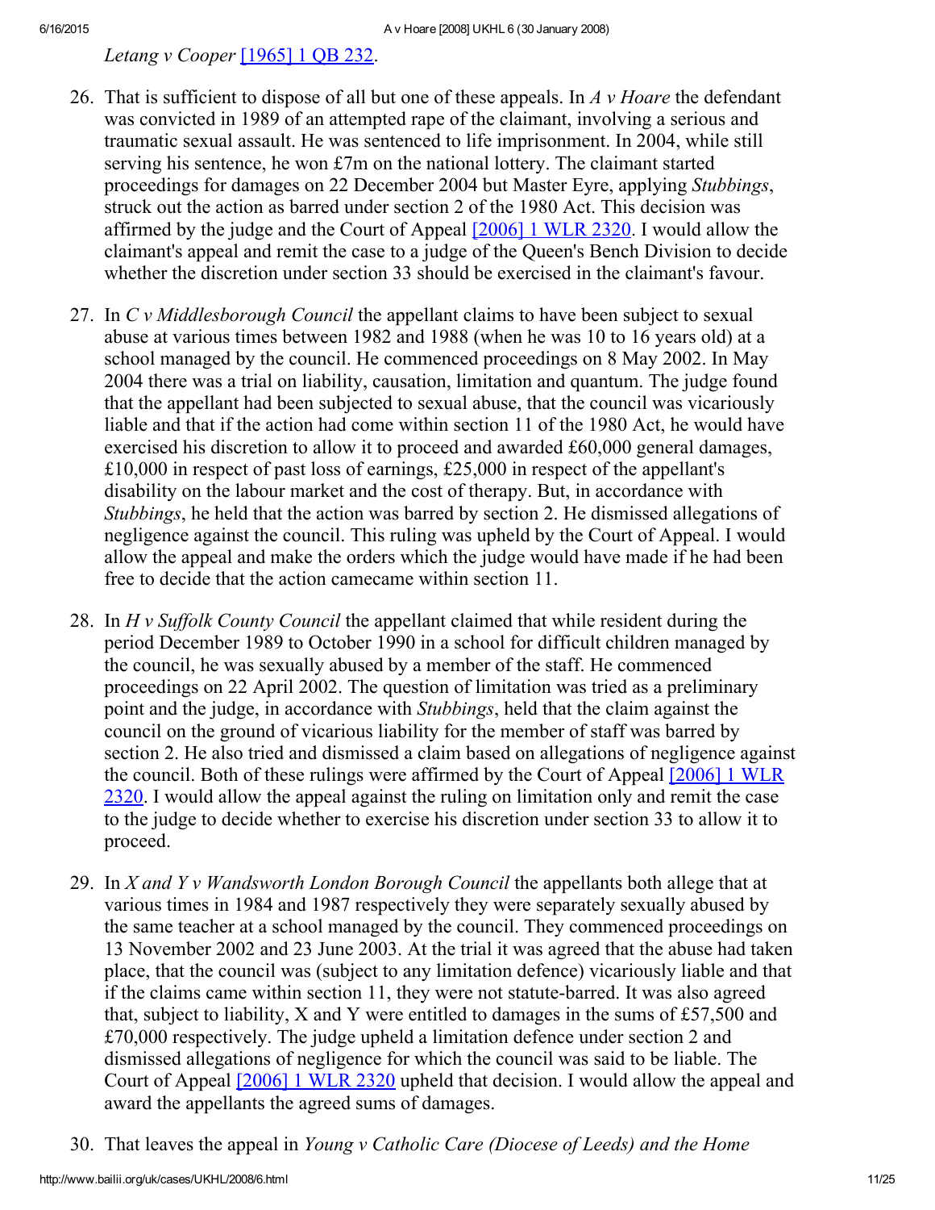*Letang v Cooper* [1965] 1 QB 232.

26. That is sufficient to dispose of all but one of these appeals. In *A v Hoare* the defendant was convicted in 1989 of an attempted rape of the claimant, involving a serious and traumatic sexual assault. He was sentenced to life imprisonment. In 2004, while still serving his sentence, he won £7m on the national lottery. The claimant started proceedings for damages on 22 December 2004 but Master Eyre, applying *Stubbings*, struck out the action as barred under section 2 of the 1980 Act. This decision was affirmed by the judge and the Court of Appeal [2006] 1 WLR 2320. I would allow the claimant's appeal and remit the case to a judge of the Queen's Bench Division to decide whether the discretion under section 33 should be exercised in the claimant's favour.

27. In *C v Middlesborough Council* the appellant claims to have been subject to sexual abuse at various times between 1982 and 1988 (when he was 10 to 16 years old) at a school managed by the council. He commenced proceedings on 8 May 2002. In May 2004 there was a trial on liability, causation, limitation and quantum. The judge found that the appellant had been subjected to sexual abuse, that the council was vicariously liable and that if the action had come within section 11 of the 1980 Act, he would have exercised his discretion to allow it to proceed and awarded £60,000 general damages, £10,000 in respect of past loss of earnings, £25,000 in respect of the appellant's disability on the labour market and the cost of therapy. But, in accordance with *Stubbings*, he held that the action was barred by section 2. He dismissed allegations of negligence against the council. This ruling was upheld by the Court of Appeal. I would allow the appeal and make the orders which the judge would have made if he had been free to decide that the action camecame within section 11.

28. In *H v Suffolk County Council* the appellant claimed that while resident during the period December 1989 to October 1990 in a school for difficult children managed by the council, he was sexually abused by a member of the staff. He commenced proceedings on 22 April 2002. The question of limitation was tried as a preliminary point and the judge, in accordance with *Stubbings*, held that the claim against the council on the ground of vicarious liability for the member of staff was barred by section 2. He also tried and dismissed a claim based on allegations of negligence against the council. Both of these rulings were affirmed by the Court of Appeal [2006] 1 WLR 2320. I would allow the appeal against the ruling on limitation only and remit the case to the judge to decide whether to exercise his discretion under section 33 to allow it to proceed.

29. In *X and Y v Wandsworth London Borough Council* the appellants both allege that at various times in 1984 and 1987 respectively they were separately sexually abused by the same teacher at a school managed by the council. They commenced proceedings on 13 November 2002 and 23 June 2003. At the trial it was agreed that the abuse had taken place, that the council was (subject to any limitation defence) vicariously liable and that if the claims came within section 11, they were not statute-barred. It was also agreed that, subject to liability, X and Y were entitled to damages in the sums of £57,500 and £70,000 respectively. The judge upheld a limitation defence under section 2 and dismissed allegations of negligence for which the council was said to be liable. The Court of Appeal [2006] 1 WLR 2320 upheld that decision. I would allow the appeal and award the appellants the agreed sums of damages.

30. That leaves the appeal in *Young v Catholic Care (Diocese of Leeds) and the Home*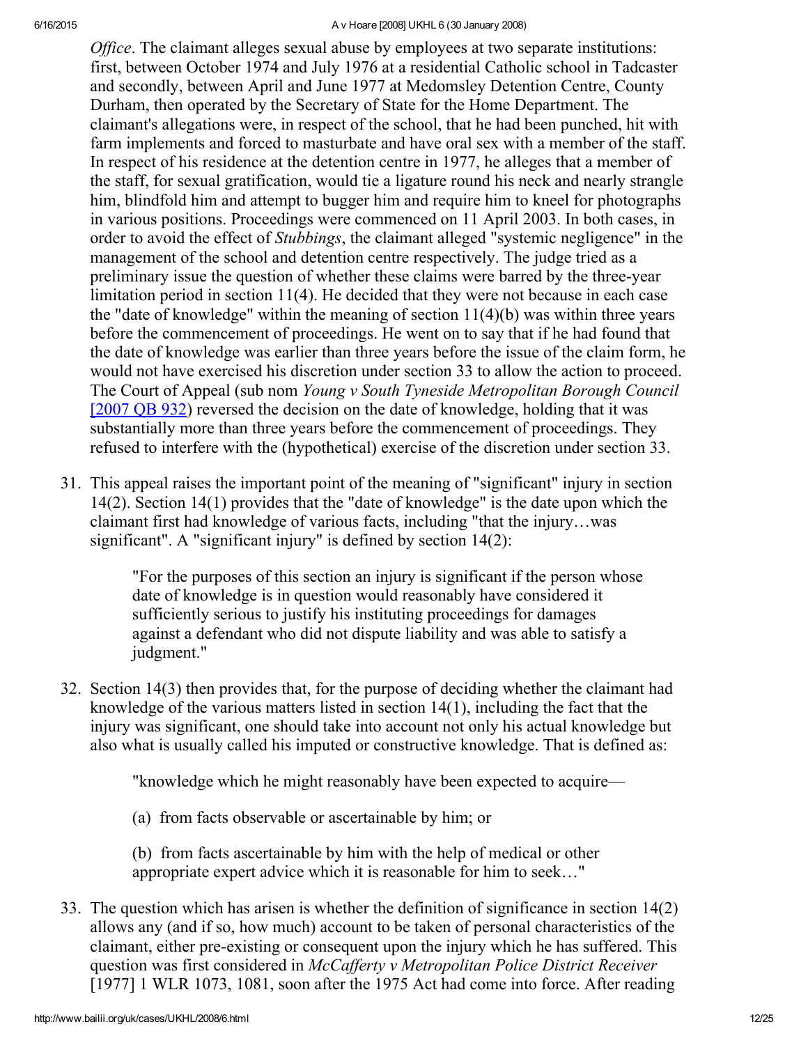*Office*. The claimant alleges sexual abuse by employees at two separate institutions: first, between October 1974 and July 1976 at a residential Catholic school in Tadcaster and secondly, between April and June 1977 at Medomsley Detention Centre, County Durham, then operated by the Secretary of State for the Home Department. The claimant's allegations were, in respect of the school, that he had been punched, hit with farm implements and forced to masturbate and have oral sex with a member of the staff. In respect of his residence at the detention centre in 1977, he alleges that a member of the staff, for sexual gratification, would tie a ligature round his neck and nearly strangle him, blindfold him and attempt to bugger him and require him to kneel for photographs in various positions. Proceedings were commenced on 11 April 2003. In both cases, in order to avoid the effect of *Stubbings*, the claimant alleged "systemic negligence" in the management of the school and detention centre respectively. The judge tried as a preliminary issue the question of whether these claims were barred by the three-year limitation period in section 11(4). He decided that they were not because in each case the "date of knowledge" within the meaning of section 11(4)(b) was within three years before the commencement of proceedings. He went on to say that if he had found that the date of knowledge was earlier than three years before the issue of the claim form, he would not have exercised his discretion under section 33 to allow the action to proceed. The Court of Appeal (sub nom *Young v South Tyneside Metropolitan Borough Council* [2007 QB 932]) reversed the decision on the date of knowledge, holding that it was substantially more than three years before the commencement of proceedings. They refused to interfere with the (hypothetical) exercise of the discretion under section 33.

31. This appeal raises the important point of the meaning of "significant" injury in section 14(2). Section 14(1) provides that the "date of knowledge" is the date upon which the claimant first had knowledge of various facts, including "that the injury…was significant". A "significant injury" is defined by section 14(2):

   > "For the purposes of this section an injury is significant if the person whose date of knowledge is in question would reasonably have considered it sufficiently serious to justify his instituting proceedings for damages against a defendant who did not dispute liability and was able to satisfy a judgment."

32. Section 14(3) then provides that, for the purpose of deciding whether the claimant had knowledge of the various matters listed in section 14(1), including the fact that the injury was significant, one should take into account not only his actual knowledge but also what is usually called his imputed or constructive knowledge. That is defined as:

   > "knowledge which he might reasonably have been expected to acquire—
   >
   > (a) from facts observable or ascertainable by him; or
   >
   > (b) from facts ascertainable by him with the help of medical or other appropriate expert advice which it is reasonable for him to seek…"

33. The question which has arisen is whether the definition of significance in section 14(2) allows any (and if so, how much) account to be taken of personal characteristics of the claimant, either pre-existing or consequent upon the injury which he has suffered. This question was first considered in *McCafferty v Metropolitan Police District Receiver* [1977] 1 WLR 1073, 1081, soon after the 1975 Act had come into force. After reading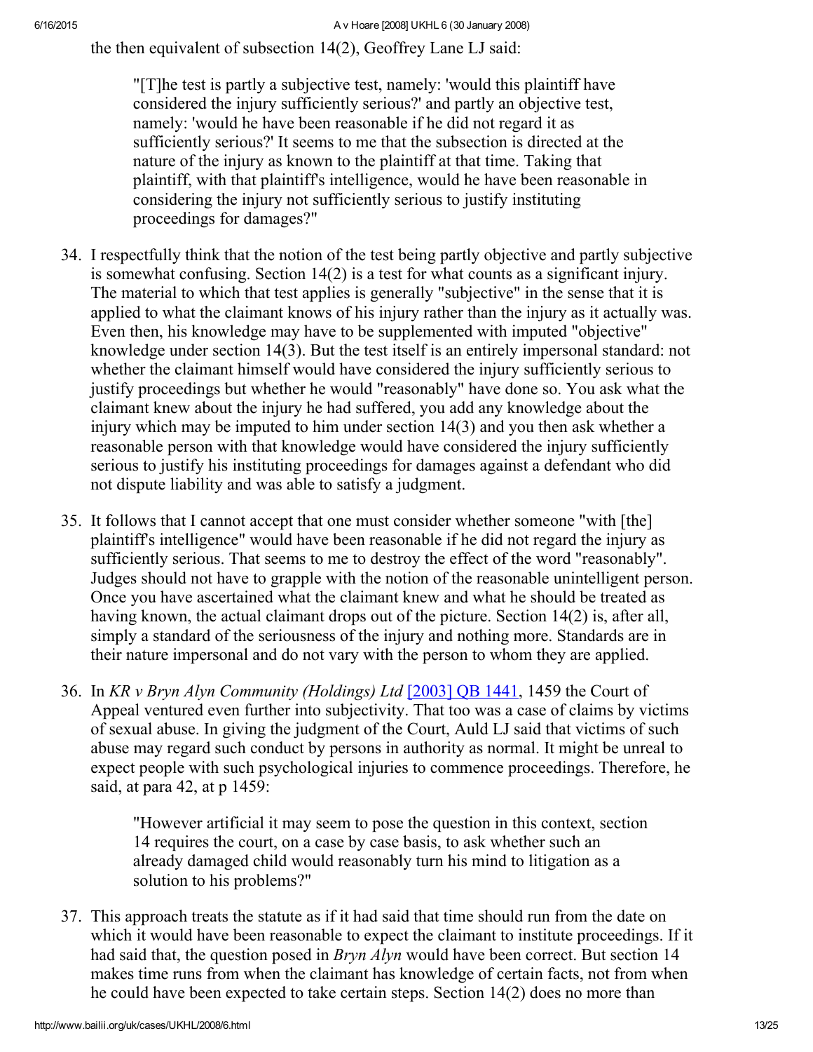the then equivalent of subsection 14(2), Geoffrey Lane LJ said:

> "[T]he test is partly a subjective test, namely: 'would this plaintiff have considered the injury sufficiently serious?' and partly an objective test, namely: 'would he have been reasonable if he did not regard it as sufficiently serious?' It seems to me that the subsection is directed at the nature of the injury as known to the plaintiff at that time. Taking that plaintiff, with that plaintiff's intelligence, would he have been reasonable in considering the injury not sufficiently serious to justify instituting proceedings for damages?"

34. I respectfully think that the notion of the test being partly objective and partly subjective is somewhat confusing. Section 14(2) is a test for what counts as a significant injury. The material to which that test applies is generally "subjective" in the sense that it is applied to what the claimant knows of his injury rather than the injury as it actually was. Even then, his knowledge may have to be supplemented with imputed "objective" knowledge under section 14(3). But the test itself is an entirely impersonal standard: not whether the claimant himself would have considered the injury sufficiently serious to justify proceedings but whether he would "reasonably" have done so. You ask what the claimant knew about the injury he had suffered, you add any knowledge about the injury which may be imputed to him under section 14(3) and you then ask whether a reasonable person with that knowledge would have considered the injury sufficiently serious to justify his instituting proceedings for damages against a defendant who did not dispute liability and was able to satisfy a judgment.

35. It follows that I cannot accept that one must consider whether someone "with [the] plaintiff's intelligence" would have been reasonable if he did not regard the injury as sufficiently serious. That seems to me to destroy the effect of the word "reasonably". Judges should not have to grapple with the notion of the reasonable unintelligent person. Once you have ascertained what the claimant knew and what he should be treated as having known, the actual claimant drops out of the picture. Section 14(2) is, after all, simply a standard of the seriousness of the injury and nothing more. Standards are in their nature impersonal and do not vary with the person to whom they are applied.

36. In *KR v Bryn Alyn Community (Holdings) Ltd* [2003] QB 1441, 1459 the Court of Appeal ventured even further into subjectivity. That too was a case of claims by victims of sexual abuse. In giving the judgment of the Court, Auld LJ said that victims of such abuse may regard such conduct by persons in authority as normal. It might be unreal to expect people with such psychological injuries to commence proceedings. Therefore, he said, at para 42, at p 1459:

> "However artificial it may seem to pose the question in this context, section 14 requires the court, on a case by case basis, to ask whether such an already damaged child would reasonably turn his mind to litigation as a solution to his problems?"

37. This approach treats the statute as if it had said that time should run from the date on which it would have been reasonable to expect the claimant to institute proceedings. If it had said that, the question posed in *Bryn Alyn* would have been correct. But section 14 makes time runs from when the claimant has knowledge of certain facts, not from when he could have been expected to take certain steps. Section 14(2) does no more than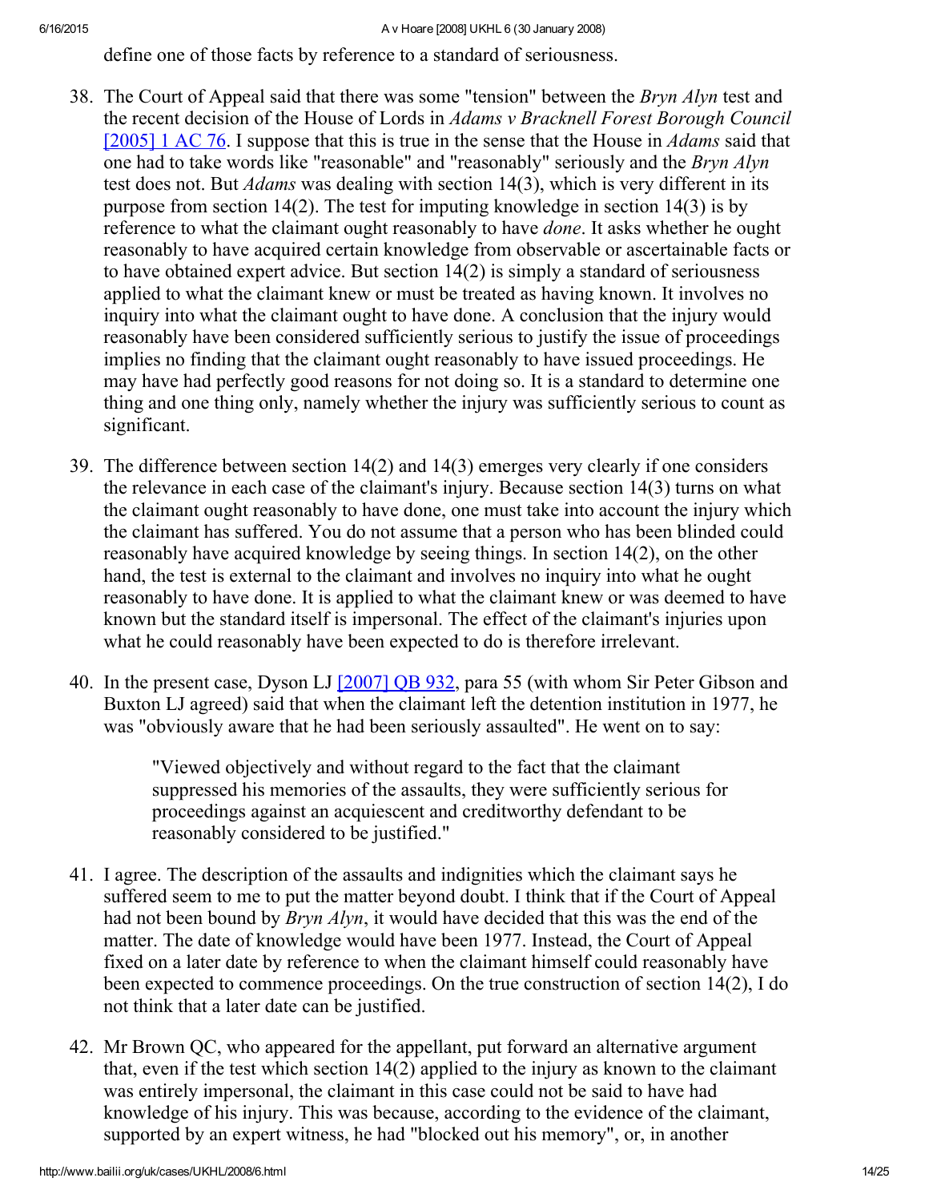define one of those facts by reference to a standard of seriousness.

38. The Court of Appeal said that there was some "tension" between the *Bryn Alyn* test and the recent decision of the House of Lords in *Adams v Bracknell Forest Borough Council* [2005] 1 AC 76. I suppose that this is true in the sense that the House in *Adams* said that one had to take words like "reasonable" and "reasonably" seriously and the *Bryn Alyn* test does not. But *Adams* was dealing with section 14(3), which is very different in its purpose from section 14(2). The test for imputing knowledge in section 14(3) is by reference to what the claimant ought reasonably to have *done*. It asks whether he ought reasonably to have acquired certain knowledge from observable or ascertainable facts or to have obtained expert advice. But section 14(2) is simply a standard of seriousness applied to what the claimant knew or must be treated as having known. It involves no inquiry into what the claimant ought to have done. A conclusion that the injury would reasonably have been considered sufficiently serious to justify the issue of proceedings implies no finding that the claimant ought reasonably to have issued proceedings. He may have had perfectly good reasons for not doing so. It is a standard to determine one thing and one thing only, namely whether the injury was sufficiently serious to count as significant.

39. The difference between section 14(2) and 14(3) emerges very clearly if one considers the relevance in each case of the claimant's injury. Because section 14(3) turns on what the claimant ought reasonably to have done, one must take into account the injury which the claimant has suffered. You do not assume that a person who has been blinded could reasonably have acquired knowledge by seeing things. In section 14(2), on the other hand, the test is external to the claimant and involves no inquiry into what he ought reasonably to have done. It is applied to what the claimant knew or was deemed to have known but the standard itself is impersonal. The effect of the claimant's injuries upon what he could reasonably have been expected to do is therefore irrelevant.

40. In the present case, Dyson LJ [2007] QB 932, para 55 (with whom Sir Peter Gibson and Buxton LJ agreed) said that when the claimant left the detention institution in 1977, he was "obviously aware that he had been seriously assaulted". He went on to say:

> "Viewed objectively and without regard to the fact that the claimant suppressed his memories of the assaults, they were sufficiently serious for proceedings against an acquiescent and creditworthy defendant to be reasonably considered to be justified."

41. I agree. The description of the assaults and indignities which the claimant says he suffered seem to me to put the matter beyond doubt. I think that if the Court of Appeal had not been bound by *Bryn Alyn*, it would have decided that this was the end of the matter. The date of knowledge would have been 1977. Instead, the Court of Appeal fixed on a later date by reference to when the claimant himself could reasonably have been expected to commence proceedings. On the true construction of section 14(2), I do not think that a later date can be justified.

42. Mr Brown QC, who appeared for the appellant, put forward an alternative argument that, even if the test which section 14(2) applied to the injury as known to the claimant was entirely impersonal, the claimant in this case could not be said to have had knowledge of his injury. This was because, according to the evidence of the claimant, supported by an expert witness, he had "blocked out his memory", or, in another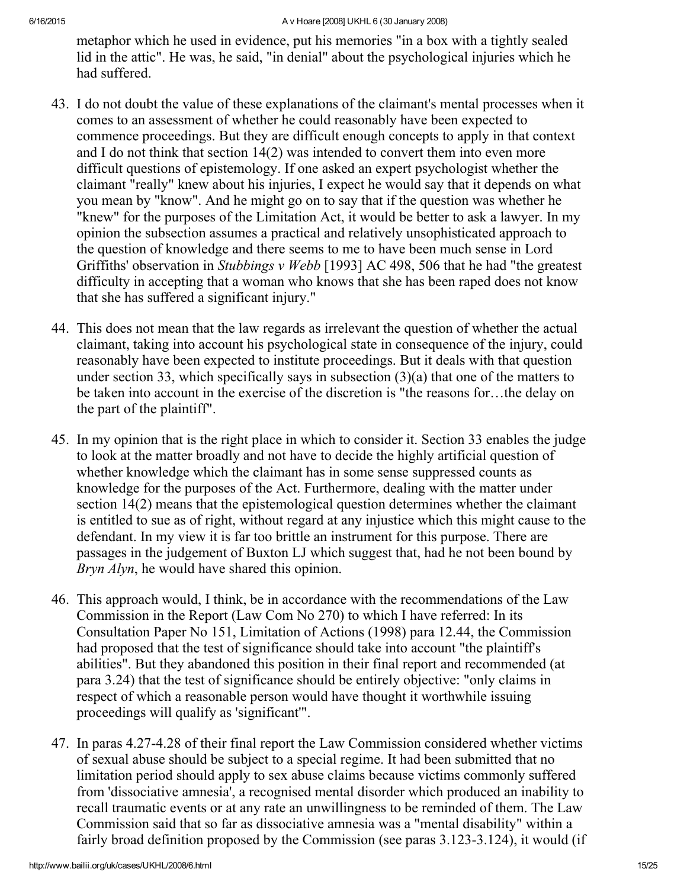metaphor which he used in evidence, put his memories "in a box with a tightly sealed lid in the attic". He was, he said, "in denial" about the psychological injuries which he had suffered.

43. I do not doubt the value of these explanations of the claimant's mental processes when it comes to an assessment of whether he could reasonably have been expected to commence proceedings. But they are difficult enough concepts to apply in that context and I do not think that section 14(2) was intended to convert them into even more difficult questions of epistemology. If one asked an expert psychologist whether the claimant "really" knew about his injuries, I expect he would say that it depends on what you mean by "know". And he might go on to say that if the question was whether he "knew" for the purposes of the Limitation Act, it would be better to ask a lawyer. In my opinion the subsection assumes a practical and relatively unsophisticated approach to the question of knowledge and there seems to me to have been much sense in Lord Griffiths' observation in *Stubbings v Webb* [1993] AC 498, 506 that he had "the greatest difficulty in accepting that a woman who knows that she has been raped does not know that she has suffered a significant injury."

44. This does not mean that the law regards as irrelevant the question of whether the actual claimant, taking into account his psychological state in consequence of the injury, could reasonably have been expected to institute proceedings. But it deals with that question under section 33, which specifically says in subsection (3)(a) that one of the matters to be taken into account in the exercise of the discretion is "the reasons for…the delay on the part of the plaintiff".

45. In my opinion that is the right place in which to consider it. Section 33 enables the judge to look at the matter broadly and not have to decide the highly artificial question of whether knowledge which the claimant has in some sense suppressed counts as knowledge for the purposes of the Act. Furthermore, dealing with the matter under section 14(2) means that the epistemological question determines whether the claimant is entitled to sue as of right, without regard at any injustice which this might cause to the defendant. In my view it is far too brittle an instrument for this purpose. There are passages in the judgement of Buxton LJ which suggest that, had he not been bound by *Bryn Alyn*, he would have shared this opinion.

46. This approach would, I think, be in accordance with the recommendations of the Law Commission in the Report (Law Com No 270) to which I have referred: In its Consultation Paper No 151, Limitation of Actions (1998) para 12.44, the Commission had proposed that the test of significance should take into account "the plaintiff's abilities". But they abandoned this position in their final report and recommended (at para 3.24) that the test of significance should be entirely objective: "only claims in respect of which a reasonable person would have thought it worthwhile issuing proceedings will qualify as 'significant'".

47. In paras 4.27-4.28 of their final report the Law Commission considered whether victims of sexual abuse should be subject to a special regime. It had been submitted that no limitation period should apply to sex abuse claims because victims commonly suffered from 'dissociative amnesia', a recognised mental disorder which produced an inability to recall traumatic events or at any rate an unwillingness to be reminded of them. The Law Commission said that so far as dissociative amnesia was a "mental disability" within a fairly broad definition proposed by the Commission (see paras 3.123-3.124), it would (if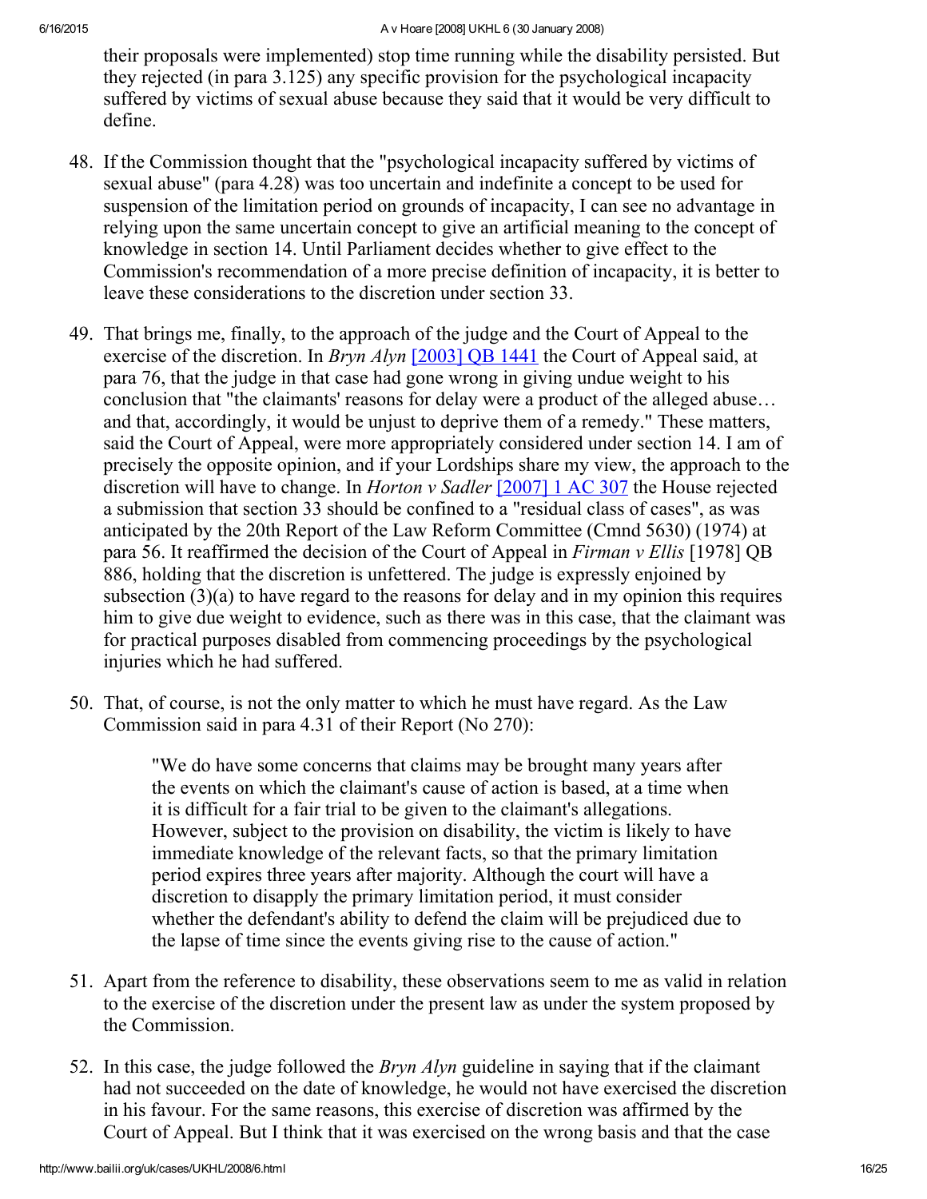their proposals were implemented) stop time running while the disability persisted. But they rejected (in para 3.125) any specific provision for the psychological incapacity suffered by victims of sexual abuse because they said that it would be very difficult to define.

48. If the Commission thought that the "psychological incapacity suffered by victims of sexual abuse" (para 4.28) was too uncertain and indefinite a concept to be used for suspension of the limitation period on grounds of incapacity, I can see no advantage in relying upon the same uncertain concept to give an artificial meaning to the concept of knowledge in section 14. Until Parliament decides whether to give effect to the Commission's recommendation of a more precise definition of incapacity, it is better to leave these considerations to the discretion under section 33.

49. That brings me, finally, to the approach of the judge and the Court of Appeal to the exercise of the discretion. In *Bryn Alyn* [2003] QB 1441 the Court of Appeal said, at para 76, that the judge in that case had gone wrong in giving undue weight to his conclusion that "the claimants' reasons for delay were a product of the alleged abuse… and that, accordingly, it would be unjust to deprive them of a remedy." These matters, said the Court of Appeal, were more appropriately considered under section 14. I am of precisely the opposite opinion, and if your Lordships share my view, the approach to the discretion will have to change. In *Horton v Sadler* [2007] 1 AC 307 the House rejected a submission that section 33 should be confined to a "residual class of cases", as was anticipated by the 20th Report of the Law Reform Committee (Cmnd 5630) (1974) at para 56. It reaffirmed the decision of the Court of Appeal in *Firman v Ellis* [1978] QB 886, holding that the discretion is unfettered. The judge is expressly enjoined by subsection (3)(a) to have regard to the reasons for delay and in my opinion this requires him to give due weight to evidence, such as there was in this case, that the claimant was for practical purposes disabled from commencing proceedings by the psychological injuries which he had suffered.

50. That, of course, is not the only matter to which he must have regard. As the Law Commission said in para 4.31 of their Report (No 270):

> "We do have some concerns that claims may be brought many years after the events on which the claimant's cause of action is based, at a time when it is difficult for a fair trial to be given to the claimant's allegations. However, subject to the provision on disability, the victim is likely to have immediate knowledge of the relevant facts, so that the primary limitation period expires three years after majority. Although the court will have a discretion to disapply the primary limitation period, it must consider whether the defendant's ability to defend the claim will be prejudiced due to the lapse of time since the events giving rise to the cause of action."

51. Apart from the reference to disability, these observations seem to me as valid in relation to the exercise of the discretion under the present law as under the system proposed by the Commission.

52. In this case, the judge followed the *Bryn Alyn* guideline in saying that if the claimant had not succeeded on the date of knowledge, he would not have exercised the discretion in his favour. For the same reasons, this exercise of discretion was affirmed by the Court of Appeal. But I think that it was exercised on the wrong basis and that the case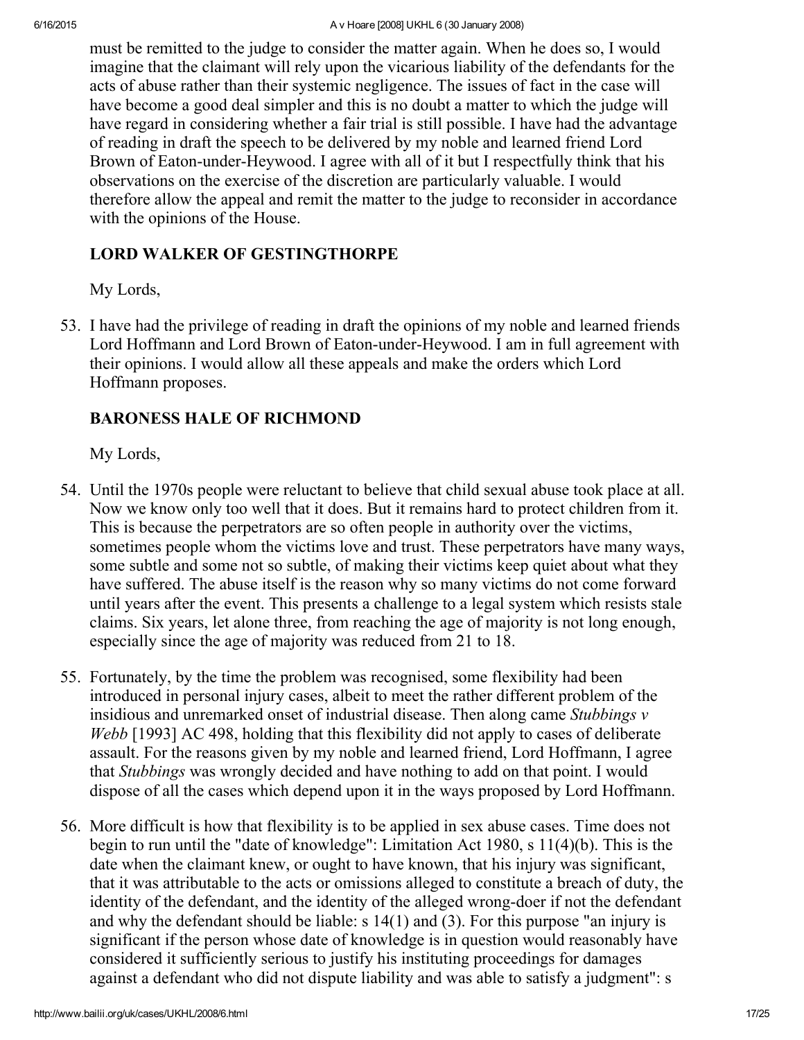must be remitted to the judge to consider the matter again. When he does so, I would imagine that the claimant will rely upon the vicarious liability of the defendants for the acts of abuse rather than their systemic negligence. The issues of fact in the case will have become a good deal simpler and this is no doubt a matter to which the judge will have regard in considering whether a fair trial is still possible. I have had the advantage of reading in draft the speech to be delivered by my noble and learned friend Lord Brown of Eaton-under-Heywood. I agree with all of it but I respectfully think that his observations on the exercise of the discretion are particularly valuable. I would therefore allow the appeal and remit the matter to the judge to reconsider in accordance with the opinions of the House.

**LORD WALKER OF GESTINGTHORPE**

My Lords,

53. I have had the privilege of reading in draft the opinions of my noble and learned friends Lord Hoffmann and Lord Brown of Eaton-under-Heywood. I am in full agreement with their opinions. I would allow all these appeals and make the orders which Lord Hoffmann proposes.

**BARONESS HALE OF RICHMOND**

My Lords,

54. Until the 1970s people were reluctant to believe that child sexual abuse took place at all. Now we know only too well that it does. But it remains hard to protect children from it. This is because the perpetrators are so often people in authority over the victims, sometimes people whom the victims love and trust. These perpetrators have many ways, some subtle and some not so subtle, of making their victims keep quiet about what they have suffered. The abuse itself is the reason why so many victims do not come forward until years after the event. This presents a challenge to a legal system which resists stale claims. Six years, let alone three, from reaching the age of majority is not long enough, especially since the age of majority was reduced from 21 to 18.

55. Fortunately, by the time the problem was recognised, some flexibility had been introduced in personal injury cases, albeit to meet the rather different problem of the insidious and unremarked onset of industrial disease. Then along came *Stubbings v Webb* [1993] AC 498, holding that this flexibility did not apply to cases of deliberate assault. For the reasons given by my noble and learned friend, Lord Hoffmann, I agree that *Stubbings* was wrongly decided and have nothing to add on that point. I would dispose of all the cases which depend upon it in the ways proposed by Lord Hoffmann.

56. More difficult is how that flexibility is to be applied in sex abuse cases. Time does not begin to run until the "date of knowledge": Limitation Act 1980, s 11(4)(b). This is the date when the claimant knew, or ought to have known, that his injury was significant, that it was attributable to the acts or omissions alleged to constitute a breach of duty, the identity of the defendant, and the identity of the alleged wrong-doer if not the defendant and why the defendant should be liable: s 14(1) and (3). For this purpose "an injury is significant if the person whose date of knowledge is in question would reasonably have considered it sufficiently serious to justify his instituting proceedings for damages against a defendant who did not dispute liability and was able to satisfy a judgment": s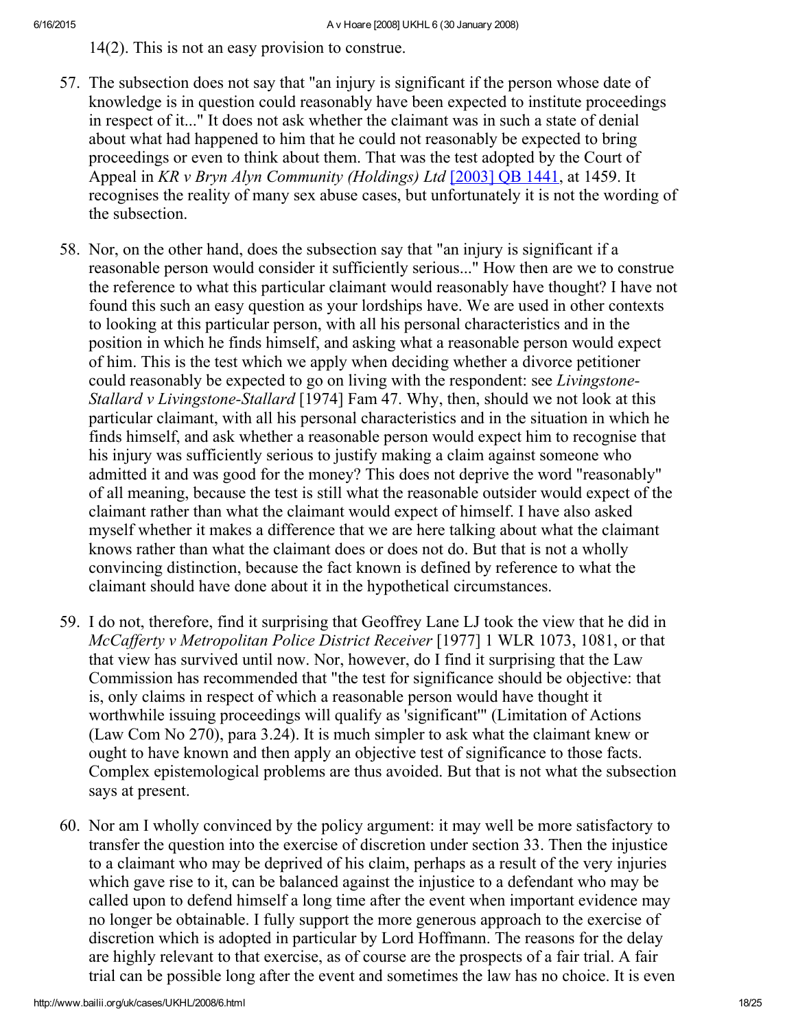14(2). This is not an easy provision to construe.

57. The subsection does not say that "an injury is significant if the person whose date of knowledge is in question could reasonably have been expected to institute proceedings in respect of it..." It does not ask whether the claimant was in such a state of denial about what had happened to him that he could not reasonably be expected to bring proceedings or even to think about them. That was the test adopted by the Court of Appeal in *KR v Bryn Alyn Community (Holdings) Ltd* [2003] QB 1441, at 1459. It recognises the reality of many sex abuse cases, but unfortunately it is not the wording of the subsection.

58. Nor, on the other hand, does the subsection say that "an injury is significant if a reasonable person would consider it sufficiently serious..." How then are we to construe the reference to what this particular claimant would reasonably have thought? I have not found this such an easy question as your lordships have. We are used in other contexts to looking at this particular person, with all his personal characteristics and in the position in which he finds himself, and asking what a reasonable person would expect of him. This is the test which we apply when deciding whether a divorce petitioner could reasonably be expected to go on living with the respondent: see *Livingstone-Stallard v Livingstone-Stallard* [1974] Fam 47. Why, then, should we not look at this particular claimant, with all his personal characteristics and in the situation in which he finds himself, and ask whether a reasonable person would expect him to recognise that his injury was sufficiently serious to justify making a claim against someone who admitted it and was good for the money? This does not deprive the word "reasonably" of all meaning, because the test is still what the reasonable outsider would expect of the claimant rather than what the claimant would expect of himself. I have also asked myself whether it makes a difference that we are here talking about what the claimant knows rather than what the claimant does or does not do. But that is not a wholly convincing distinction, because the fact known is defined by reference to what the claimant should have done about it in the hypothetical circumstances.

59. I do not, therefore, find it surprising that Geoffrey Lane LJ took the view that he did in *McCafferty v Metropolitan Police District Receiver* [1977] 1 WLR 1073, 1081, or that that view has survived until now. Nor, however, do I find it surprising that the Law Commission has recommended that "the test for significance should be objective: that is, only claims in respect of which a reasonable person would have thought it worthwhile issuing proceedings will qualify as 'significant'" (Limitation of Actions (Law Com No 270), para 3.24). It is much simpler to ask what the claimant knew or ought to have known and then apply an objective test of significance to those facts. Complex epistemological problems are thus avoided. But that is not what the subsection says at present.

60. Nor am I wholly convinced by the policy argument: it may well be more satisfactory to transfer the question into the exercise of discretion under section 33. Then the injustice to a claimant who may be deprived of his claim, perhaps as a result of the very injuries which gave rise to it, can be balanced against the injustice to a defendant who may be called upon to defend himself a long time after the event when important evidence may no longer be obtainable. I fully support the more generous approach to the exercise of discretion which is adopted in particular by Lord Hoffmann. The reasons for the delay are highly relevant to that exercise, as of course are the prospects of a fair trial. A fair trial can be possible long after the event and sometimes the law has no choice. It is even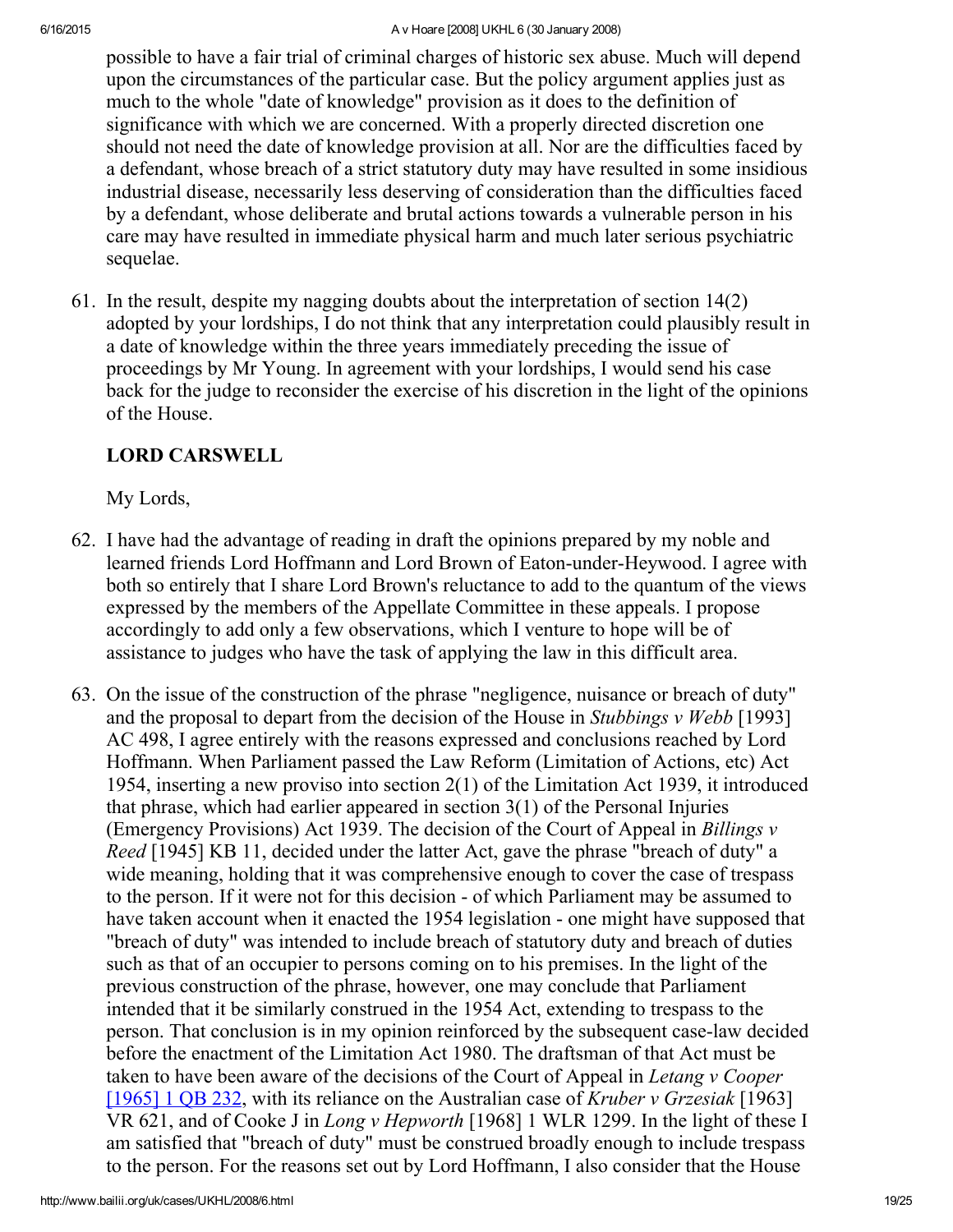possible to have a fair trial of criminal charges of historic sex abuse. Much will depend upon the circumstances of the particular case. But the policy argument applies just as much to the whole "date of knowledge" provision as it does to the definition of significance with which we are concerned. With a properly directed discretion one should not need the date of knowledge provision at all. Nor are the difficulties faced by a defendant, whose breach of a strict statutory duty may have resulted in some insidious industrial disease, necessarily less deserving of consideration than the difficulties faced by a defendant, whose deliberate and brutal actions towards a vulnerable person in his care may have resulted in immediate physical harm and much later serious psychiatric sequelae.

61. In the result, despite my nagging doubts about the interpretation of section 14(2) adopted by your lordships, I do not think that any interpretation could plausibly result in a date of knowledge within the three years immediately preceding the issue of proceedings by Mr Young. In agreement with your lordships, I would send his case back for the judge to reconsider the exercise of his discretion in the light of the opinions of the House.

**LORD CARSWELL**

My Lords,

62. I have had the advantage of reading in draft the opinions prepared by my noble and learned friends Lord Hoffmann and Lord Brown of Eaton-under-Heywood. I agree with both so entirely that I share Lord Brown's reluctance to add to the quantum of the views expressed by the members of the Appellate Committee in these appeals. I propose accordingly to add only a few observations, which I venture to hope will be of assistance to judges who have the task of applying the law in this difficult area.

63. On the issue of the construction of the phrase "negligence, nuisance or breach of duty" and the proposal to depart from the decision of the House in *Stubbings v Webb* [1993] AC 498, I agree entirely with the reasons expressed and conclusions reached by Lord Hoffmann. When Parliament passed the Law Reform (Limitation of Actions, etc) Act 1954, inserting a new proviso into section 2(1) of the Limitation Act 1939, it introduced that phrase, which had earlier appeared in section 3(1) of the Personal Injuries (Emergency Provisions) Act 1939. The decision of the Court of Appeal in *Billings v Reed* [1945] KB 11, decided under the latter Act, gave the phrase "breach of duty" a wide meaning, holding that it was comprehensive enough to cover the case of trespass to the person. If it were not for this decision - of which Parliament may be assumed to have taken account when it enacted the 1954 legislation - one might have supposed that "breach of duty" was intended to include breach of statutory duty and breach of duties such as that of an occupier to persons coming on to his premises. In the light of the previous construction of the phrase, however, one may conclude that Parliament intended that it be similarly construed in the 1954 Act, extending to trespass to the person. That conclusion is in my opinion reinforced by the subsequent case-law decided before the enactment of the Limitation Act 1980. The draftsman of that Act must be taken to have been aware of the decisions of the Court of Appeal in *Letang v Cooper* [1965] 1 QB 232, with its reliance on the Australian case of *Kruber v Grzesiak* [1963] VR 621, and of Cooke J in *Long v Hepworth* [1968] 1 WLR 1299. In the light of these I am satisfied that "breach of duty" must be construed broadly enough to include trespass to the person. For the reasons set out by Lord Hoffmann, I also consider that the House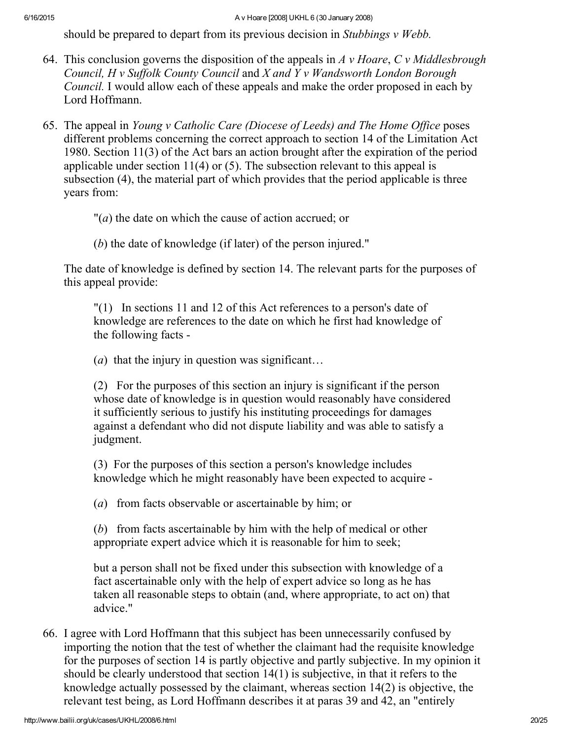should be prepared to depart from its previous decision in *Stubbings v Webb.*

64. This conclusion governs the disposition of the appeals in *A v Hoare*, *C v Middlesbrough Council, H v Suffolk County Council* and *X and Y v Wandsworth London Borough Council.* I would allow each of these appeals and make the order proposed in each by Lord Hoffmann.

65. The appeal in *Young v Catholic Care (Diocese of Leeds) and The Home Office* poses different problems concerning the correct approach to section 14 of the Limitation Act 1980. Section 11(3) of the Act bars an action brought after the expiration of the period applicable under section 11(4) or (5). The subsection relevant to this appeal is subsection (4), the material part of which provides that the period applicable is three years from:

    "(*a*) the date on which the cause of action accrued; or

    (*b*) the date of knowledge (if later) of the person injured."

    The date of knowledge is defined by section 14. The relevant parts for the purposes of this appeal provide:

    "(1) In sections 11 and 12 of this Act references to a person's date of knowledge are references to the date on which he first had knowledge of the following facts -

    (*a*) that the injury in question was significant…

    (2) For the purposes of this section an injury is significant if the person whose date of knowledge is in question would reasonably have considered it sufficiently serious to justify his instituting proceedings for damages against a defendant who did not dispute liability and was able to satisfy a judgment.

    (3) For the purposes of this section a person's knowledge includes knowledge which he might reasonably have been expected to acquire -

    (*a*) from facts observable or ascertainable by him; or

    (*b*) from facts ascertainable by him with the help of medical or other appropriate expert advice which it is reasonable for him to seek;

    but a person shall not be fixed under this subsection with knowledge of a fact ascertainable only with the help of expert advice so long as he has taken all reasonable steps to obtain (and, where appropriate, to act on) that advice."

66. I agree with Lord Hoffmann that this subject has been unnecessarily confused by importing the notion that the test of whether the claimant had the requisite knowledge for the purposes of section 14 is partly objective and partly subjective. In my opinion it should be clearly understood that section 14(1) is subjective, in that it refers to the knowledge actually possessed by the claimant, whereas section 14(2) is objective, the relevant test being, as Lord Hoffmann describes it at paras 39 and 42, an "entirely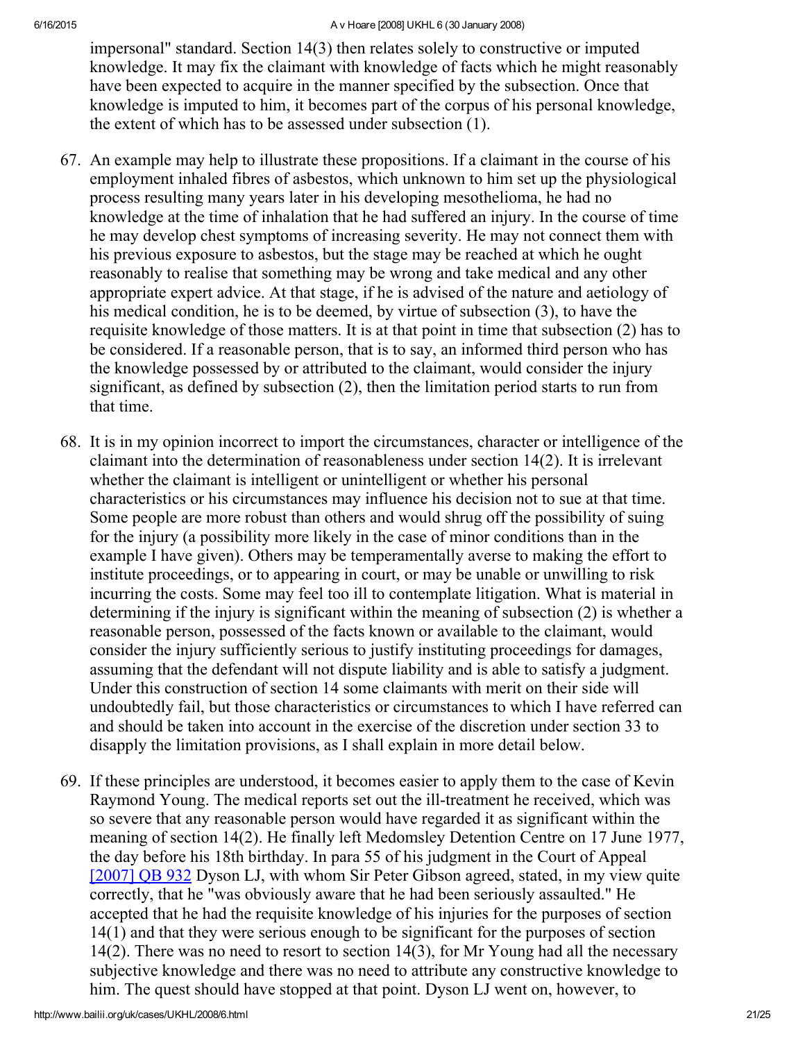impersonal" standard. Section 14(3) then relates solely to constructive or imputed knowledge. It may fix the claimant with knowledge of facts which he might reasonably have been expected to acquire in the manner specified by the subsection. Once that knowledge is imputed to him, it becomes part of the corpus of his personal knowledge, the extent of which has to be assessed under subsection (1).

67. An example may help to illustrate these propositions. If a claimant in the course of his employment inhaled fibres of asbestos, which unknown to him set up the physiological process resulting many years later in his developing mesothelioma, he had no knowledge at the time of inhalation that he had suffered an injury. In the course of time he may develop chest symptoms of increasing severity. He may not connect them with his previous exposure to asbestos, but the stage may be reached at which he ought reasonably to realise that something may be wrong and take medical and any other appropriate expert advice. At that stage, if he is advised of the nature and aetiology of his medical condition, he is to be deemed, by virtue of subsection (3), to have the requisite knowledge of those matters. It is at that point in time that subsection (2) has to be considered. If a reasonable person, that is to say, an informed third person who has the knowledge possessed by or attributed to the claimant, would consider the injury significant, as defined by subsection (2), then the limitation period starts to run from that time.

68. It is in my opinion incorrect to import the circumstances, character or intelligence of the claimant into the determination of reasonableness under section 14(2). It is irrelevant whether the claimant is intelligent or unintelligent or whether his personal characteristics or his circumstances may influence his decision not to sue at that time. Some people are more robust than others and would shrug off the possibility of suing for the injury (a possibility more likely in the case of minor conditions than in the example I have given). Others may be temperamentally averse to making the effort to institute proceedings, or to appearing in court, or may be unable or unwilling to risk incurring the costs. Some may feel too ill to contemplate litigation. What is material in determining if the injury is significant within the meaning of subsection (2) is whether a reasonable person, possessed of the facts known or available to the claimant, would consider the injury sufficiently serious to justify instituting proceedings for damages, assuming that the defendant will not dispute liability and is able to satisfy a judgment. Under this construction of section 14 some claimants with merit on their side will undoubtedly fail, but those characteristics or circumstances to which I have referred can and should be taken into account in the exercise of the discretion under section 33 to disapply the limitation provisions, as I shall explain in more detail below.

69. If these principles are understood, it becomes easier to apply them to the case of Kevin Raymond Young. The medical reports set out the ill-treatment he received, which was so severe that any reasonable person would have regarded it as significant within the meaning of section 14(2). He finally left Medomsley Detention Centre on 17 June 1977, the day before his 18th birthday. In para 55 of his judgment in the Court of Appeal [2007] QB 932 Dyson LJ, with whom Sir Peter Gibson agreed, stated, in my view quite correctly, that he "was obviously aware that he had been seriously assaulted." He accepted that he had the requisite knowledge of his injuries for the purposes of section 14(1) and that they were serious enough to be significant for the purposes of section 14(2). There was no need to resort to section 14(3), for Mr Young had all the necessary subjective knowledge and there was no need to attribute any constructive knowledge to him. The quest should have stopped at that point. Dyson LJ went on, however, to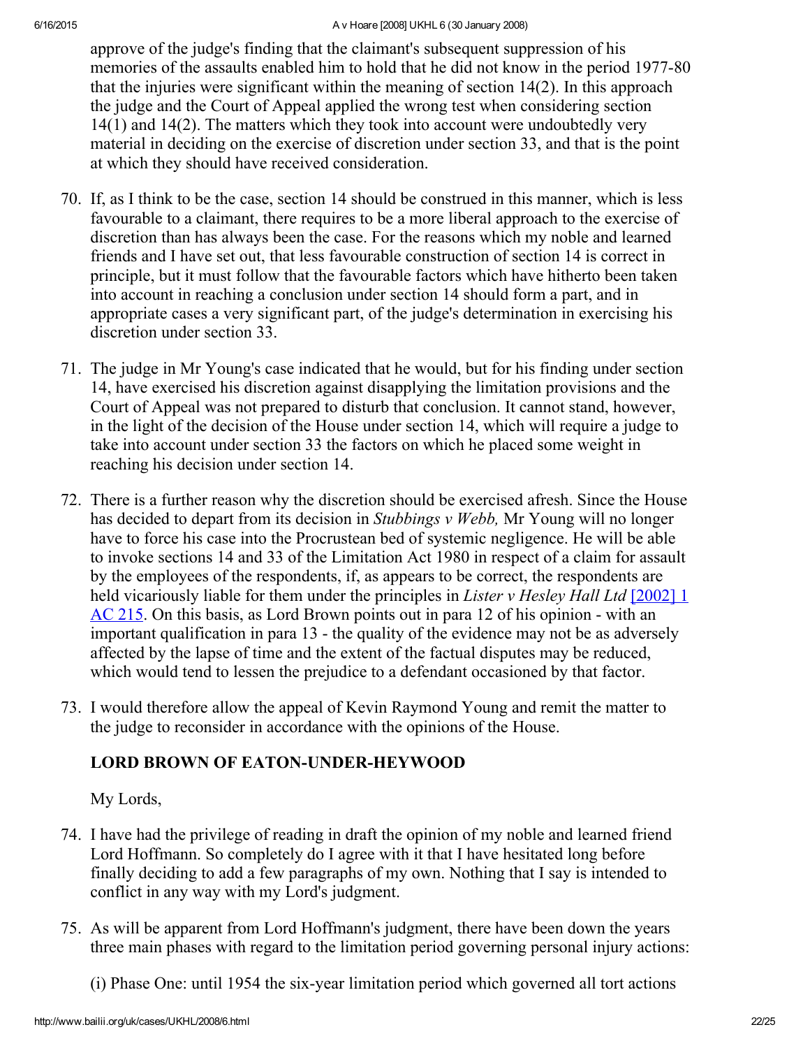approve of the judge's finding that the claimant's subsequent suppression of his memories of the assaults enabled him to hold that he did not know in the period 1977-80 that the injuries were significant within the meaning of section 14(2). In this approach the judge and the Court of Appeal applied the wrong test when considering section 14(1) and 14(2). The matters which they took into account were undoubtedly very material in deciding on the exercise of discretion under section 33, and that is the point at which they should have received consideration.

70. If, as I think to be the case, section 14 should be construed in this manner, which is less favourable to a claimant, there requires to be a more liberal approach to the exercise of discretion than has always been the case. For the reasons which my noble and learned friends and I have set out, that less favourable construction of section 14 is correct in principle, but it must follow that the favourable factors which have hitherto been taken into account in reaching a conclusion under section 14 should form a part, and in appropriate cases a very significant part, of the judge's determination in exercising his discretion under section 33.

71. The judge in Mr Young's case indicated that he would, but for his finding under section 14, have exercised his discretion against disapplying the limitation provisions and the Court of Appeal was not prepared to disturb that conclusion. It cannot stand, however, in the light of the decision of the House under section 14, which will require a judge to take into account under section 33 the factors on which he placed some weight in reaching his decision under section 14.

72. There is a further reason why the discretion should be exercised afresh. Since the House has decided to depart from its decision in *Stubbings v Webb,* Mr Young will no longer have to force his case into the Procrustean bed of systemic negligence. He will be able to invoke sections 14 and 33 of the Limitation Act 1980 in respect of a claim for assault by the employees of the respondents, if, as appears to be correct, the respondents are held vicariously liable for them under the principles in *Lister v Hesley Hall Ltd* [2002] 1 AC 215. On this basis, as Lord Brown points out in para 12 of his opinion - with an important qualification in para 13 - the quality of the evidence may not be as adversely affected by the lapse of time and the extent of the factual disputes may be reduced, which would tend to lessen the prejudice to a defendant occasioned by that factor.

73. I would therefore allow the appeal of Kevin Raymond Young and remit the matter to the judge to reconsider in accordance with the opinions of the House.

**LORD BROWN OF EATON-UNDER-HEYWOOD**

My Lords,

74. I have had the privilege of reading in draft the opinion of my noble and learned friend Lord Hoffmann. So completely do I agree with it that I have hesitated long before finally deciding to add a few paragraphs of my own. Nothing that I say is intended to conflict in any way with my Lord's judgment.

75. As will be apparent from Lord Hoffmann's judgment, there have been down the years three main phases with regard to the limitation period governing personal injury actions:

(i) Phase One: until 1954 the six-year limitation period which governed all tort actions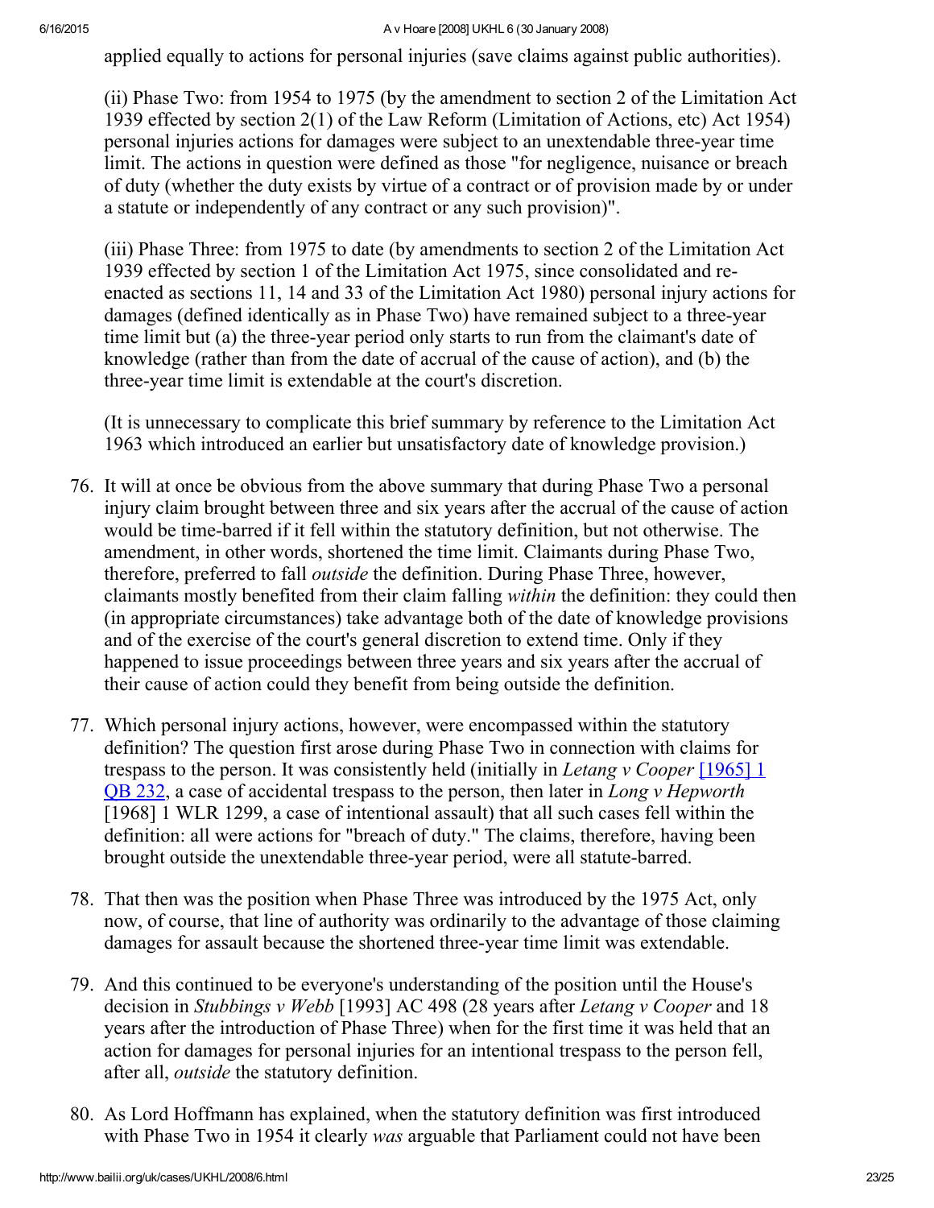applied equally to actions for personal injuries (save claims against public authorities).

(ii) Phase Two: from 1954 to 1975 (by the amendment to section 2 of the Limitation Act 1939 effected by section 2(1) of the Law Reform (Limitation of Actions, etc) Act 1954) personal injuries actions for damages were subject to an unextendable three-year time limit. The actions in question were defined as those "for negligence, nuisance or breach of duty (whether the duty exists by virtue of a contract or of provision made by or under a statute or independently of any contract or any such provision)".

(iii) Phase Three: from 1975 to date (by amendments to section 2 of the Limitation Act 1939 effected by section 1 of the Limitation Act 1975, since consolidated and re-enacted as sections 11, 14 and 33 of the Limitation Act 1980) personal injury actions for damages (defined identically as in Phase Two) have remained subject to a three-year time limit but (a) the three-year period only starts to run from the claimant's date of knowledge (rather than from the date of accrual of the cause of action), and (b) the three-year time limit is extendable at the court's discretion.

(It is unnecessary to complicate this brief summary by reference to the Limitation Act 1963 which introduced an earlier but unsatisfactory date of knowledge provision.)

76. It will at once be obvious from the above summary that during Phase Two a personal injury claim brought between three and six years after the accrual of the cause of action would be time-barred if it fell within the statutory definition, but not otherwise. The amendment, in other words, shortened the time limit. Claimants during Phase Two, therefore, preferred to fall *outside* the definition. During Phase Three, however, claimants mostly benefited from their claim falling *within* the definition: they could then (in appropriate circumstances) take advantage both of the date of knowledge provisions and of the exercise of the court's general discretion to extend time. Only if they happened to issue proceedings between three years and six years after the accrual of their cause of action could they benefit from being outside the definition.

77. Which personal injury actions, however, were encompassed within the statutory definition? The question first arose during Phase Two in connection with claims for trespass to the person. It was consistently held (initially in *Letang v Cooper* [1965] 1 QB 232, a case of accidental trespass to the person, then later in *Long v Hepworth* [1968] 1 WLR 1299, a case of intentional assault) that all such cases fell within the definition: all were actions for "breach of duty." The claims, therefore, having been brought outside the unextendable three-year period, were all statute-barred.

78. That then was the position when Phase Three was introduced by the 1975 Act, only now, of course, that line of authority was ordinarily to the advantage of those claiming damages for assault because the shortened three-year time limit was extendable.

79. And this continued to be everyone's understanding of the position until the House's decision in *Stubbings v Webb* [1993] AC 498 (28 years after *Letang v Cooper* and 18 years after the introduction of Phase Three) when for the first time it was held that an action for damages for personal injuries for an intentional trespass to the person fell, after all, *outside* the statutory definition.

80. As Lord Hoffmann has explained, when the statutory definition was first introduced with Phase Two in 1954 it clearly *was* arguable that Parliament could not have been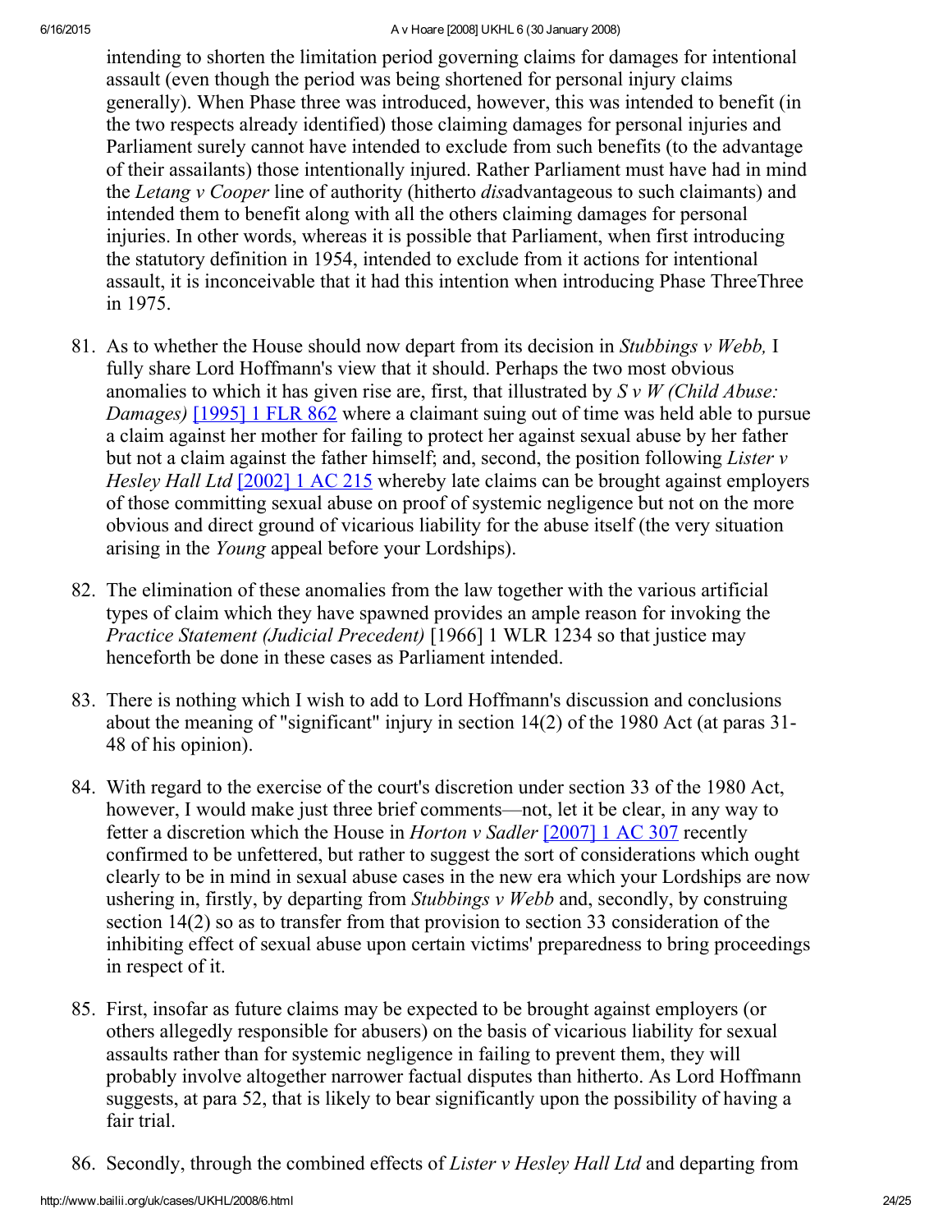intending to shorten the limitation period governing claims for damages for intentional assault (even though the period was being shortened for personal injury claims generally). When Phase three was introduced, however, this was intended to benefit (in the two respects already identified) those claiming damages for personal injuries and Parliament surely cannot have intended to exclude from such benefits (to the advantage of their assailants) those intentionally injured. Rather Parliament must have had in mind the *Letang v Cooper* line of authority (hitherto *dis*advantageous to such claimants) and intended them to benefit along with all the others claiming damages for personal injuries. In other words, whereas it is possible that Parliament, when first introducing the statutory definition in 1954, intended to exclude from it actions for intentional assault, it is inconceivable that it had this intention when introducing Phase ThreeThree in 1975.

81. As to whether the House should now depart from its decision in *Stubbings v Webb,* I fully share Lord Hoffmann's view that it should. Perhaps the two most obvious anomalies to which it has given rise are, first, that illustrated by *S v W (Child Abuse: Damages)* [1995] 1 FLR 862 where a claimant suing out of time was held able to pursue a claim against her mother for failing to protect her against sexual abuse by her father but not a claim against the father himself; and, second, the position following *Lister v Hesley Hall Ltd* [2002] 1 AC 215 whereby late claims can be brought against employers of those committing sexual abuse on proof of systemic negligence but not on the more obvious and direct ground of vicarious liability for the abuse itself (the very situation arising in the *Young* appeal before your Lordships).

82. The elimination of these anomalies from the law together with the various artificial types of claim which they have spawned provides an ample reason for invoking the *Practice Statement (Judicial Precedent)* [1966] 1 WLR 1234 so that justice may henceforth be done in these cases as Parliament intended.

83. There is nothing which I wish to add to Lord Hoffmann's discussion and conclusions about the meaning of "significant" injury in section 14(2) of the 1980 Act (at paras 31-48 of his opinion).

84. With regard to the exercise of the court's discretion under section 33 of the 1980 Act, however, I would make just three brief comments—not, let it be clear, in any way to fetter a discretion which the House in *Horton v Sadler* [2007] 1 AC 307 recently confirmed to be unfettered, but rather to suggest the sort of considerations which ought clearly to be in mind in sexual abuse cases in the new era which your Lordships are now ushering in, firstly, by departing from *Stubbings v Webb* and, secondly, by construing section 14(2) so as to transfer from that provision to section 33 consideration of the inhibiting effect of sexual abuse upon certain victims' preparedness to bring proceedings in respect of it.

85. First, insofar as future claims may be expected to be brought against employers (or others allegedly responsible for abusers) on the basis of vicarious liability for sexual assaults rather than for systemic negligence in failing to prevent them, they will probably involve altogether narrower factual disputes than hitherto. As Lord Hoffmann suggests, at para 52, that is likely to bear significantly upon the possibility of having a fair trial.

86. Secondly, through the combined effects of *Lister v Hesley Hall Ltd* and departing from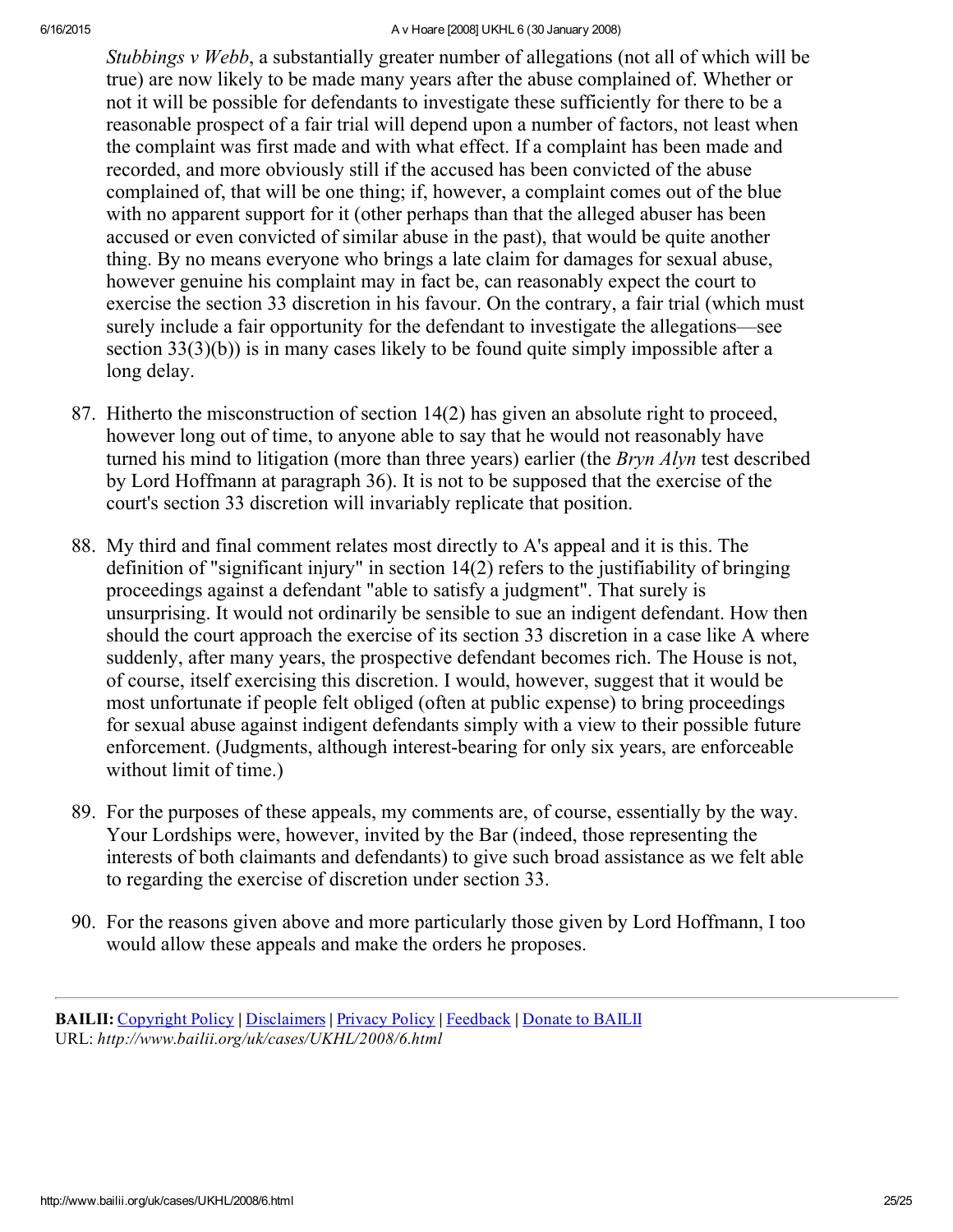*Stubbings v Webb*, a substantially greater number of allegations (not all of which will be true) are now likely to be made many years after the abuse complained of. Whether or not it will be possible for defendants to investigate these sufficiently for there to be a reasonable prospect of a fair trial will depend upon a number of factors, not least when the complaint was first made and with what effect. If a complaint has been made and recorded, and more obviously still if the accused has been convicted of the abuse complained of, that will be one thing; if, however, a complaint comes out of the blue with no apparent support for it (other perhaps than that the alleged abuser has been accused or even convicted of similar abuse in the past), that would be quite another thing. By no means everyone who brings a late claim for damages for sexual abuse, however genuine his complaint may in fact be, can reasonably expect the court to exercise the section 33 discretion in his favour. On the contrary, a fair trial (which must surely include a fair opportunity for the defendant to investigate the allegations—see section 33(3)(b)) is in many cases likely to be found quite simply impossible after a long delay.

87. Hitherto the misconstruction of section 14(2) has given an absolute right to proceed, however long out of time, to anyone able to say that he would not reasonably have turned his mind to litigation (more than three years) earlier (the *Bryn Alyn* test described by Lord Hoffmann at paragraph 36). It is not to be supposed that the exercise of the court's section 33 discretion will invariably replicate that position.

88. My third and final comment relates most directly to A's appeal and it is this. The definition of "significant injury" in section 14(2) refers to the justifiability of bringing proceedings against a defendant "able to satisfy a judgment". That surely is unsurprising. It would not ordinarily be sensible to sue an indigent defendant. How then should the court approach the exercise of its section 33 discretion in a case like A where suddenly, after many years, the prospective defendant becomes rich. The House is not, of course, itself exercising this discretion. I would, however, suggest that it would be most unfortunate if people felt obliged (often at public expense) to bring proceedings for sexual abuse against indigent defendants simply with a view to their possible future enforcement. (Judgments, although interest-bearing for only six years, are enforceable without limit of time.)

89. For the purposes of these appeals, my comments are, of course, essentially by the way. Your Lordships were, however, invited by the Bar (indeed, those representing the interests of both claimants and defendants) to give such broad assistance as we felt able to regarding the exercise of discretion under section 33.

90. For the reasons given above and more particularly those given by Lord Hoffmann, I too would allow these appeals and make the orders he proposes.

---

**BAILII:** Copyright Policy | Disclaimers | Privacy Policy | Feedback | Donate to BAILII
URL: *http://www.bailii.org/uk/cases/UKHL/2008/6.html*